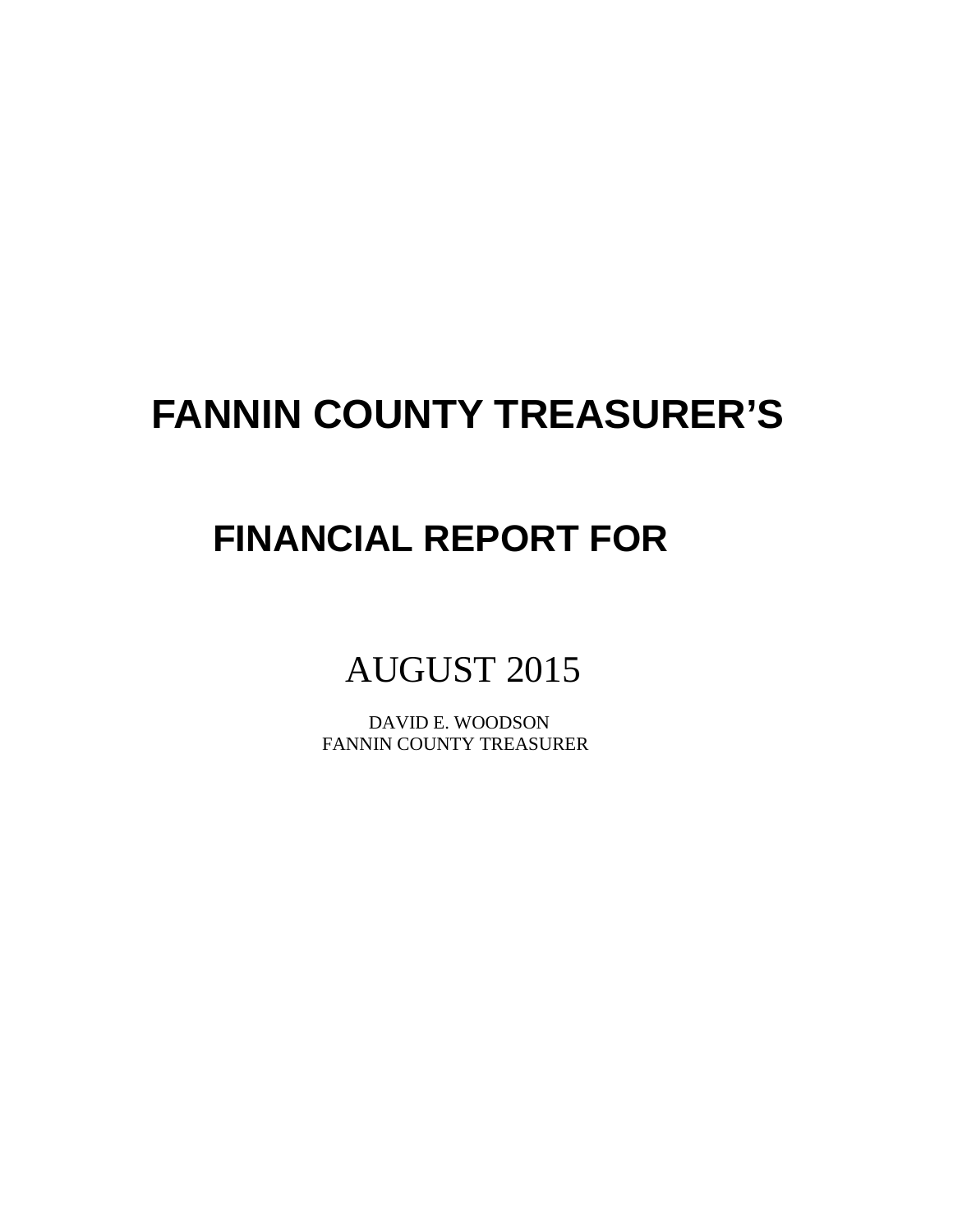# FANNIN COUNTY TREASURER'S

## FINANCIAL REPORT FOR

AUGUST 2015

DAVID E. WOODSON
FANNIN COUNTY TREASURER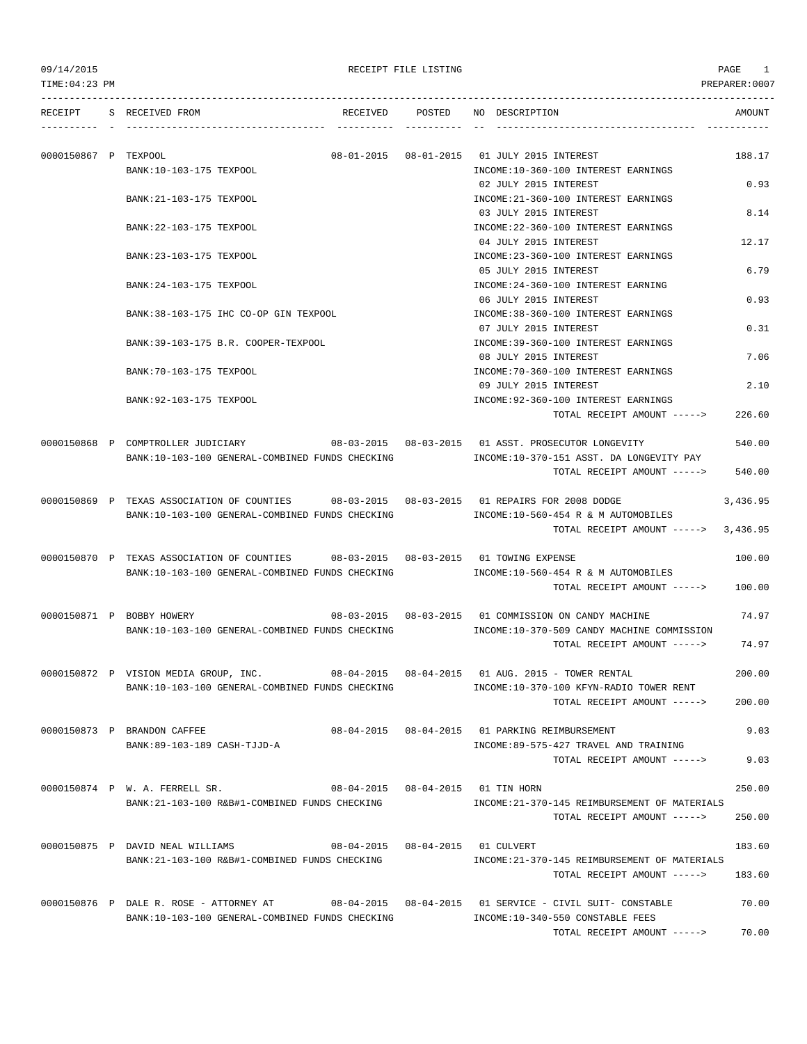09/14/2015 RECEIPT FILE LISTING

TIME:04:23 PM PREPARER:0007

| RECEIPT | S | RECEIVED FROM | RECEIVED | POSTED | NO | DESCRIPTION | AMOUNT |
|---|---|---|---|---|---|---|---|
| 0000150867 | P | TEXPOOL | 08-01-2015 | 08-01-2015 | 01 | JULY 2015 INTEREST | 188.17 |
| | | BANK:10-103-175 TEXPOOL | | | | INCOME:10-360-100 INTEREST EARNINGS | |
| | | | | | 02 | JULY 2015 INTEREST | 0.93 |
| | | BANK:21-103-175 TEXPOOL | | | | INCOME:21-360-100 INTEREST EARNINGS | |
| | | | | | 03 | JULY 2015 INTEREST | 8.14 |
| | | BANK:22-103-175 TEXPOOL | | | | INCOME:22-360-100 INTEREST EARNINGS | |
| | | | | | 04 | JULY 2015 INTEREST | 12.17 |
| | | BANK:23-103-175 TEXPOOL | | | | INCOME:23-360-100 INTEREST EARNINGS | |
| | | | | | 05 | JULY 2015 INTEREST | 6.79 |
| | | BANK:24-103-175 TEXPOOL | | | | INCOME:24-360-100 INTEREST EARNING | |
| | | | | | 06 | JULY 2015 INTEREST | 0.93 |
| | | BANK:38-103-175 IHC CO-OP GIN TEXPOOL | | | | INCOME:38-360-100 INTEREST EARNINGS | |
| | | | | | 07 | JULY 2015 INTEREST | 0.31 |
| | | BANK:39-103-175 B.R. COOPER-TEXPOOL | | | | INCOME:39-360-100 INTEREST EARNINGS | |
| | | | | | 08 | JULY 2015 INTEREST | 7.06 |
| | | BANK:70-103-175 TEXPOOL | | | | INCOME:70-360-100 INTEREST EARNINGS | |
| | | | | | 09 | JULY 2015 INTEREST | 2.10 |
| | | BANK:92-103-175 TEXPOOL | | | | INCOME:92-360-100 INTEREST EARNINGS | |
| | | | | | | TOTAL RECEIPT AMOUNT -----> | 226.60 |
| 0000150868 | P | COMPTROLLER JUDICIARY | 08-03-2015 | 08-03-2015 | 01 | ASST. PROSECUTOR LONGEVITY | 540.00 |
| | | BANK:10-103-100 GENERAL-COMBINED FUNDS CHECKING | | | | INCOME:10-370-151 ASST. DA LONGEVITY PAY | |
| | | | | | | TOTAL RECEIPT AMOUNT -----> | 540.00 |
| 0000150869 | P | TEXAS ASSOCIATION OF COUNTIES | 08-03-2015 | 08-03-2015 | 01 | REPAIRS FOR 2008 DODGE | 3,436.95 |
| | | BANK:10-103-100 GENERAL-COMBINED FUNDS CHECKING | | | | INCOME:10-560-454 R & M AUTOMOBILES | |
| | | | | | | TOTAL RECEIPT AMOUNT -----> | 3,436.95 |
| 0000150870 | P | TEXAS ASSOCIATION OF COUNTIES | 08-03-2015 | 08-03-2015 | 01 | TOWING EXPENSE | 100.00 |
| | | BANK:10-103-100 GENERAL-COMBINED FUNDS CHECKING | | | | INCOME:10-560-454 R & M AUTOMOBILES | |
| | | | | | | TOTAL RECEIPT AMOUNT -----> | 100.00 |
| 0000150871 | P | BOBBY HOWERY | 08-03-2015 | 08-03-2015 | 01 | COMMISSION ON CANDY MACHINE | 74.97 |
| | | BANK:10-103-100 GENERAL-COMBINED FUNDS CHECKING | | | | INCOME:10-370-509 CANDY MACHINE COMMISSION | |
| | | | | | | TOTAL RECEIPT AMOUNT -----> | 74.97 |
| 0000150872 | P | VISION MEDIA GROUP, INC. | 08-04-2015 | 08-04-2015 | 01 | AUG. 2015 - TOWER RENTAL | 200.00 |
| | | BANK:10-103-100 GENERAL-COMBINED FUNDS CHECKING | | | | INCOME:10-370-100 KFYN-RADIO TOWER RENT | |
| | | | | | | TOTAL RECEIPT AMOUNT -----> | 200.00 |
| 0000150873 | P | BRANDON CAFFEE | 08-04-2015 | 08-04-2015 | 01 | PARKING REIMBURSEMENT | 9.03 |
| | | BANK:89-103-189 CASH-TJJD-A | | | | INCOME:89-575-427 TRAVEL AND TRAINING | |
| | | | | | | TOTAL RECEIPT AMOUNT -----> | 9.03 |
| 0000150874 | P | W. A. FERRELL SR. | 08-04-2015 | 08-04-2015 | 01 | TIN HORN | 250.00 |
| | | BANK:21-103-100 R&B#1-COMBINED FUNDS CHECKING | | | | INCOME:21-370-145 REIMBURSEMENT OF MATERIALS | |
| | | | | | | TOTAL RECEIPT AMOUNT -----> | 250.00 |
| 0000150875 | P | DAVID NEAL WILLIAMS | 08-04-2015 | 08-04-2015 | 01 | CULVERT | 183.60 |
| | | BANK:21-103-100 R&B#1-COMBINED FUNDS CHECKING | | | | INCOME:21-370-145 REIMBURSEMENT OF MATERIALS | |
| | | | | | | TOTAL RECEIPT AMOUNT -----> | 183.60 |
| 0000150876 | P | DALE R. ROSE - ATTORNEY AT | 08-04-2015 | 08-04-2015 | 01 | SERVICE - CIVIL SUIT- CONSTABLE | 70.00 |
| | | BANK:10-103-100 GENERAL-COMBINED FUNDS CHECKING | | | | INCOME:10-340-550 CONSTABLE FEES | |
| | | | | | | TOTAL RECEIPT AMOUNT -----> | 70.00 |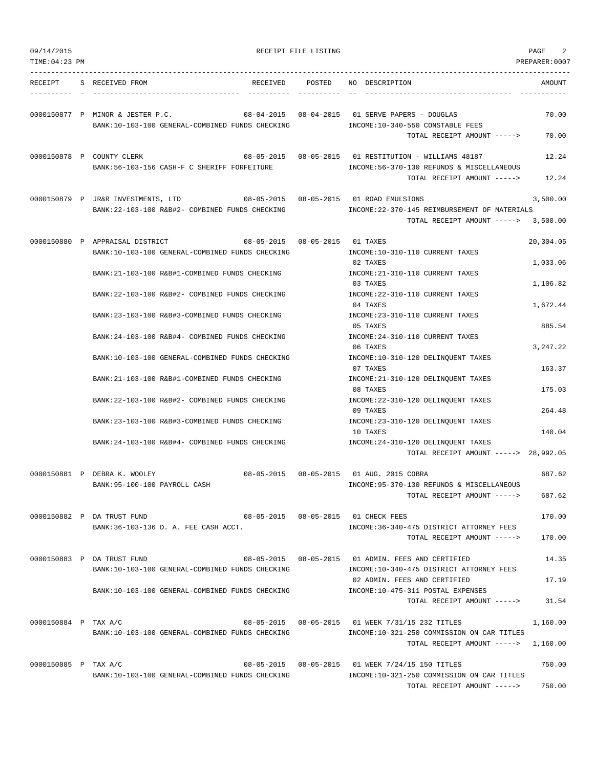RECEIPT FILE LISTING

| RECEIPT | S | RECEIVED FROM | RECEIVED | POSTED | NO | DESCRIPTION | AMOUNT |
|---|---|---|---|---|---|---|---|
| 0000150877 | P | MINOR & JESTER P.C. | 08-04-2015 | 08-04-2015 | 01 | SERVE PAPERS - DOUGLAS | 70.00 |
| | | BANK:10-103-100 GENERAL-COMBINED FUNDS CHECKING | | | | INCOME:10-340-550 CONSTABLE FEES | |
| | | | | | | TOTAL RECEIPT AMOUNT -----> | 70.00 |
| 0000150878 | P | COUNTY CLERK | 08-05-2015 | 08-05-2015 | 01 | RESTITUTION - WILLIAMS 48187 | 12.24 |
| | | BANK:56-103-156 CASH-F C SHERIFF FORFEITURE | | | | INCOME:56-370-130 REFUNDS & MISCELLANEOUS | |
| | | | | | | TOTAL RECEIPT AMOUNT -----> | 12.24 |
| 0000150879 | P | JR&R INVESTMENTS, LTD | 08-05-2015 | 08-05-2015 | 01 | ROAD EMULSIONS | 3,500.00 |
| | | BANK:22-103-100 R&B#2- COMBINED FUNDS CHECKING | | | | INCOME:22-370-145 REIMBURSEMENT OF MATERIALS | |
| | | | | | | TOTAL RECEIPT AMOUNT -----> | 3,500.00 |
| 0000150880 | P | APPRAISAL DISTRICT | 08-05-2015 | 08-05-2015 | 01 | TAXES | 20,304.05 |
| | | BANK:10-103-100 GENERAL-COMBINED FUNDS CHECKING | | | | INCOME:10-310-110 CURRENT TAXES | |
| | | | | | 02 | TAXES | 1,033.06 |
| | | BANK:21-103-100 R&B#1-COMBINED FUNDS CHECKING | | | | INCOME:21-310-110 CURRENT TAXES | |
| | | | | | 03 | TAXES | 1,106.82 |
| | | BANK:22-103-100 R&B#2- COMBINED FUNDS CHECKING | | | | INCOME:22-310-110 CURRENT TAXES | |
| | | | | | 04 | TAXES | 1,672.44 |
| | | BANK:23-103-100 R&B#3-COMBINED FUNDS CHECKING | | | | INCOME:23-310-110 CURRENT TAXES | |
| | | | | | 05 | TAXES | 885.54 |
| | | BANK:24-103-100 R&B#4- COMBINED FUNDS CHECKING | | | | INCOME:24-310-110 CURRENT TAXES | |
| | | | | | 06 | TAXES | 3,247.22 |
| | | BANK:10-103-100 GENERAL-COMBINED FUNDS CHECKING | | | | INCOME:10-310-120 DELINQUENT TAXES | |
| | | | | | 07 | TAXES | 163.37 |
| | | BANK:21-103-100 R&B#1-COMBINED FUNDS CHECKING | | | | INCOME:21-310-120 DELINQUENT TAXES | |
| | | | | | 08 | TAXES | 175.03 |
| | | BANK:22-103-100 R&B#2- COMBINED FUNDS CHECKING | | | | INCOME:22-310-120 DELINQUENT TAXES | |
| | | | | | 09 | TAXES | 264.48 |
| | | BANK:23-103-100 R&B#3-COMBINED FUNDS CHECKING | | | | INCOME:23-310-120 DELINQUENT TAXES | |
| | | | | | 10 | TAXES | 140.04 |
| | | BANK:24-103-100 R&B#4- COMBINED FUNDS CHECKING | | | | INCOME:24-310-120 DELINQUENT TAXES | |
| | | | | | | TOTAL RECEIPT AMOUNT -----> | 28,992.05 |
| 0000150881 | P | DEBRA K. WOOLEY | 08-05-2015 | 08-05-2015 | 01 | AUG. 2015 COBRA | 687.62 |
| | | BANK:95-100-100 PAYROLL CASH | | | | INCOME:95-370-130 REFUNDS & MISCELLANEOUS | |
| | | | | | | TOTAL RECEIPT AMOUNT -----> | 687.62 |
| 0000150882 | P | DA TRUST FUND | 08-05-2015 | 08-05-2015 | 01 | CHECK FEES | 170.00 |
| | | BANK:36-103-136 D. A. FEE CASH ACCT. | | | | INCOME:36-340-475 DISTRICT ATTORNEY FEES | |
| | | | | | | TOTAL RECEIPT AMOUNT -----> | 170.00 |
| 0000150883 | P | DA TRUST FUND | 08-05-2015 | 08-05-2015 | 01 | ADMIN. FEES AND CERTIFIED | 14.35 |
| | | BANK:10-103-100 GENERAL-COMBINED FUNDS CHECKING | | | | INCOME:10-340-475 DISTRICT ATTORNEY FEES | |
| | | | | | 02 | ADMIN. FEES AND CERTIFIED | 17.19 |
| | | BANK:10-103-100 GENERAL-COMBINED FUNDS CHECKING | | | | INCOME:10-475-311 POSTAL EXPENSES | |
| | | | | | | TOTAL RECEIPT AMOUNT -----> | 31.54 |
| 0000150884 | P | TAX A/C | 08-05-2015 | 08-05-2015 | 01 | WEEK 7/31/15 232 TITLES | 1,160.00 |
| | | BANK:10-103-100 GENERAL-COMBINED FUNDS CHECKING | | | | INCOME:10-321-250 COMMISSION ON CAR TITLES | |
| | | | | | | TOTAL RECEIPT AMOUNT -----> | 1,160.00 |
| 0000150885 | P | TAX A/C | 08-05-2015 | 08-05-2015 | 01 | WEEK 7/24/15 150 TITLES | 750.00 |
| | | BANK:10-103-100 GENERAL-COMBINED FUNDS CHECKING | | | | INCOME:10-321-250 COMMISSION ON CAR TITLES | |
| | | | | | | TOTAL RECEIPT AMOUNT -----> | 750.00 |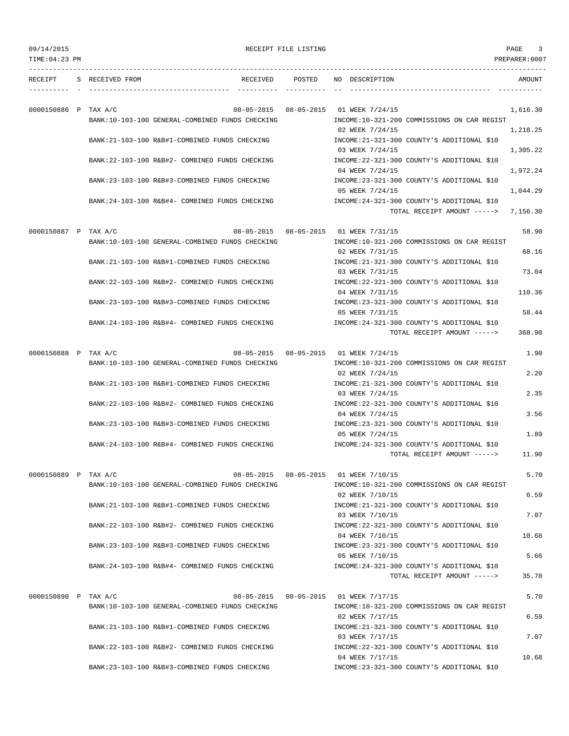| RECEIPT | S | RECEIVED FROM | RECEIVED | POSTED | NO | DESCRIPTION | AMOUNT |
|---|---|---|---|---|---|---|---|
| 0000150886 | P | TAX A/C | 08-05-2015 | 08-05-2015 | 01 | WEEK 7/24/15 | 1,616.30 |
| | | BANK:10-103-100 GENERAL-COMBINED FUNDS CHECKING | | | | INCOME:10-321-200 COMMISSIONS ON CAR REGIST | |
| | | | | | 02 | WEEK 7/24/15 | 1,218.25 |
| | | BANK:21-103-100 R&B#1-COMBINED FUNDS CHECKING | | | | INCOME:21-321-300 COUNTY'S ADDITIONAL $10 | |
| | | | | | 03 | WEEK 7/24/15 | 1,305.22 |
| | | BANK:22-103-100 R&B#2- COMBINED FUNDS CHECKING | | | | INCOME:22-321-300 COUNTY'S ADDITIONAL $10 | |
| | | | | | 04 | WEEK 7/24/15 | 1,972.24 |
| | | BANK:23-103-100 R&B#3-COMBINED FUNDS CHECKING | | | | INCOME:23-321-300 COUNTY'S ADDITIONAL $10 | |
| | | | | | 05 | WEEK 7/24/15 | 1,044.29 |
| | | BANK:24-103-100 R&B#4- COMBINED FUNDS CHECKING | | | | INCOME:24-321-300 COUNTY'S ADDITIONAL $10 | |
| | | | | | | TOTAL RECEIPT AMOUNT -----> | 7,156.30 |
| 0000150887 | P | TAX A/C | 08-05-2015 | 08-05-2015 | 01 | WEEK 7/31/15 | 58.90 |
| | | BANK:10-103-100 GENERAL-COMBINED FUNDS CHECKING | | | | INCOME:10-321-200 COMMISSIONS ON CAR REGIST | |
| | | | | | 02 | WEEK 7/31/15 | 68.16 |
| | | BANK:21-103-100 R&B#1-COMBINED FUNDS CHECKING | | | | INCOME:21-321-300 COUNTY'S ADDITIONAL $10 | |
| | | | | | 03 | WEEK 7/31/15 | 73.04 |
| | | BANK:22-103-100 R&B#2- COMBINED FUNDS CHECKING | | | | INCOME:22-321-300 COUNTY'S ADDITIONAL $10 | |
| | | | | | 04 | WEEK 7/31/15 | 110.36 |
| | | BANK:23-103-100 R&B#3-COMBINED FUNDS CHECKING | | | | INCOME:23-321-300 COUNTY'S ADDITIONAL $10 | |
| | | | | | 05 | WEEK 7/31/15 | 58.44 |
| | | BANK:24-103-100 R&B#4- COMBINED FUNDS CHECKING | | | | INCOME:24-321-300 COUNTY'S ADDITIONAL $10 | |
| | | | | | | TOTAL RECEIPT AMOUNT -----> | 368.90 |
| 0000150888 | P | TAX A/C | 08-05-2015 | 08-05-2015 | 01 | WEEK 7/24/15 | 1.90 |
| | | BANK:10-103-100 GENERAL-COMBINED FUNDS CHECKING | | | | INCOME:10-321-200 COMMISSIONS ON CAR REGIST | |
| | | | | | 02 | WEEK 7/24/15 | 2.20 |
| | | BANK:21-103-100 R&B#1-COMBINED FUNDS CHECKING | | | | INCOME:21-321-300 COUNTY'S ADDITIONAL $10 | |
| | | | | | 03 | WEEK 7/24/15 | 2.35 |
| | | BANK:22-103-100 R&B#2- COMBINED FUNDS CHECKING | | | | INCOME:22-321-300 COUNTY'S ADDITIONAL $10 | |
| | | | | | 04 | WEEK 7/24/15 | 3.56 |
| | | BANK:23-103-100 R&B#3-COMBINED FUNDS CHECKING | | | | INCOME:23-321-300 COUNTY'S ADDITIONAL $10 | |
| | | | | | 05 | WEEK 7/24/15 | 1.89 |
| | | BANK:24-103-100 R&B#4- COMBINED FUNDS CHECKING | | | | INCOME:24-321-300 COUNTY'S ADDITIONAL $10 | |
| | | | | | | TOTAL RECEIPT AMOUNT -----> | 11.90 |
| 0000150889 | P | TAX A/C | 08-05-2015 | 08-05-2015 | 01 | WEEK 7/10/15 | 5.70 |
| | | BANK:10-103-100 GENERAL-COMBINED FUNDS CHECKING | | | | INCOME:10-321-200 COMMISSIONS ON CAR REGIST | |
| | | | | | 02 | WEEK 7/10/15 | 6.59 |
| | | BANK:21-103-100 R&B#1-COMBINED FUNDS CHECKING | | | | INCOME:21-321-300 COUNTY'S ADDITIONAL $10 | |
| | | | | | 03 | WEEK 7/10/15 | 7.07 |
| | | BANK:22-103-100 R&B#2- COMBINED FUNDS CHECKING | | | | INCOME:22-321-300 COUNTY'S ADDITIONAL $10 | |
| | | | | | 04 | WEEK 7/10/15 | 10.68 |
| | | BANK:23-103-100 R&B#3-COMBINED FUNDS CHECKING | | | | INCOME:23-321-300 COUNTY'S ADDITIONAL $10 | |
| | | | | | 05 | WEEK 7/10/15 | 5.66 |
| | | BANK:24-103-100 R&B#4- COMBINED FUNDS CHECKING | | | | INCOME:24-321-300 COUNTY'S ADDITIONAL $10 | |
| | | | | | | TOTAL RECEIPT AMOUNT -----> | 35.70 |
| 0000150890 | P | TAX A/C | 08-05-2015 | 08-05-2015 | 01 | WEEK 7/17/15 | 5.70 |
| | | BANK:10-103-100 GENERAL-COMBINED FUNDS CHECKING | | | | INCOME:10-321-200 COMMISSIONS ON CAR REGIST | |
| | | | | | 02 | WEEK 7/17/15 | 6.59 |
| | | BANK:21-103-100 R&B#1-COMBINED FUNDS CHECKING | | | | INCOME:21-321-300 COUNTY'S ADDITIONAL $10 | |
| | | | | | 03 | WEEK 7/17/15 | 7.07 |
| | | BANK:22-103-100 R&B#2- COMBINED FUNDS CHECKING | | | | INCOME:22-321-300 COUNTY'S ADDITIONAL $10 | |
| | | | | | 04 | WEEK 7/17/15 | 10.68 |
| | | BANK:23-103-100 R&B#3-COMBINED FUNDS CHECKING | | | | INCOME:23-321-300 COUNTY'S ADDITIONAL $10 | |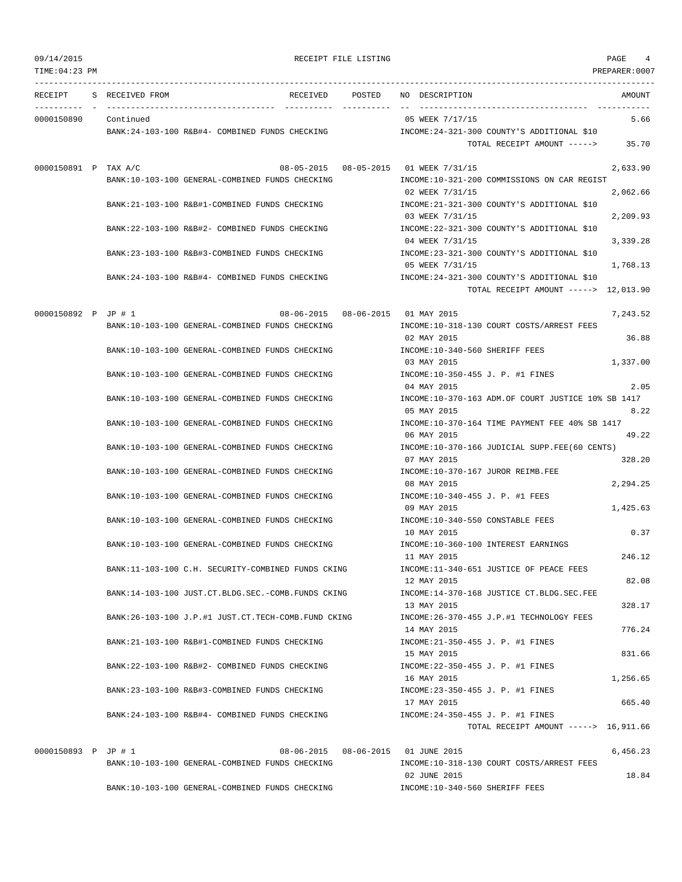RECEIPT FILE LISTING

| RECEIPT | S | RECEIVED FROM | RECEIVED | POSTED | NO | DESCRIPTION | AMOUNT |
|---|---|---|---|---|---|---|---|
| 0000150890 | | Continued | | | 05 | WEEK 7/17/15 | 5.66 |
| | | BANK:24-103-100 R&B#4- COMBINED FUNDS CHECKING | | | | INCOME:24-321-300 COUNTY'S ADDITIONAL $10 | |
| | | | | | | TOTAL RECEIPT AMOUNT -----> | 35.70 |
| 0000150891 | P | TAX A/C | 08-05-2015 | 08-05-2015 | 01 | WEEK 7/31/15 | 2,633.90 |
| | | BANK:10-103-100 GENERAL-COMBINED FUNDS CHECKING | | | | INCOME:10-321-200 COMMISSIONS ON CAR REGIST | |
| | | | | | 02 | WEEK 7/31/15 | 2,062.66 |
| | | BANK:21-103-100 R&B#1-COMBINED FUNDS CHECKING | | | | INCOME:21-321-300 COUNTY'S ADDITIONAL $10 | |
| | | | | | 03 | WEEK 7/31/15 | 2,209.93 |
| | | BANK:22-103-100 R&B#2- COMBINED FUNDS CHECKING | | | | INCOME:22-321-300 COUNTY'S ADDITIONAL $10 | |
| | | | | | 04 | WEEK 7/31/15 | 3,339.28 |
| | | BANK:23-103-100 R&B#3-COMBINED FUNDS CHECKING | | | | INCOME:23-321-300 COUNTY'S ADDITIONAL $10 | |
| | | | | | 05 | WEEK 7/31/15 | 1,768.13 |
| | | BANK:24-103-100 R&B#4- COMBINED FUNDS CHECKING | | | | INCOME:24-321-300 COUNTY'S ADDITIONAL $10 | |
| | | | | | | TOTAL RECEIPT AMOUNT -----> | 12,013.90 |
| 0000150892 | P | JP # 1 | 08-06-2015 | 08-06-2015 | 01 | MAY 2015 | 7,243.52 |
| | | BANK:10-103-100 GENERAL-COMBINED FUNDS CHECKING | | | | INCOME:10-318-130 COURT COSTS/ARREST FEES | |
| | | | | | 02 | MAY 2015 | 36.88 |
| | | BANK:10-103-100 GENERAL-COMBINED FUNDS CHECKING | | | | INCOME:10-340-560 SHERIFF FEES | |
| | | | | | 03 | MAY 2015 | 1,337.00 |
| | | BANK:10-103-100 GENERAL-COMBINED FUNDS CHECKING | | | | INCOME:10-350-455 J. P. #1 FINES | |
| | | | | | 04 | MAY 2015 | 2.05 |
| | | BANK:10-103-100 GENERAL-COMBINED FUNDS CHECKING | | | | INCOME:10-370-163 ADM.OF COURT JUSTICE 10% SB 1417 | |
| | | | | | 05 | MAY 2015 | 8.22 |
| | | BANK:10-103-100 GENERAL-COMBINED FUNDS CHECKING | | | | INCOME:10-370-164 TIME PAYMENT FEE 40% SB 1417 | |
| | | | | | 06 | MAY 2015 | 49.22 |
| | | BANK:10-103-100 GENERAL-COMBINED FUNDS CHECKING | | | | INCOME:10-370-166 JUDICIAL SUPP.FEE(60 CENTS) | |
| | | | | | 07 | MAY 2015 | 328.20 |
| | | BANK:10-103-100 GENERAL-COMBINED FUNDS CHECKING | | | | INCOME:10-370-167 JUROR REIMB.FEE | |
| | | | | | 08 | MAY 2015 | 2,294.25 |
| | | BANK:10-103-100 GENERAL-COMBINED FUNDS CHECKING | | | | INCOME:10-340-455 J. P. #1 FEES | |
| | | | | | 09 | MAY 2015 | 1,425.63 |
| | | BANK:10-103-100 GENERAL-COMBINED FUNDS CHECKING | | | | INCOME:10-340-550 CONSTABLE FEES | |
| | | | | | 10 | MAY 2015 | 0.37 |
| | | BANK:10-103-100 GENERAL-COMBINED FUNDS CHECKING | | | | INCOME:10-360-100 INTEREST EARNINGS | |
| | | | | | 11 | MAY 2015 | 246.12 |
| | | BANK:11-103-100 C.H. SECURITY-COMBINED FUNDS CKING | | | | INCOME:11-340-651 JUSTICE OF PEACE FEES | |
| | | | | | 12 | MAY 2015 | 82.08 |
| | | BANK:14-103-100 JUST.CT.BLDG.SEC.-COMB.FUNDS CKING | | | | INCOME:14-370-168 JUSTICE CT.BLDG.SEC.FEE | |
| | | | | | 13 | MAY 2015 | 328.17 |
| | | BANK:26-103-100 J.P.#1 JUST.CT.TECH-COMB.FUND CKING | | | | INCOME:26-370-455 J.P.#1 TECHNOLOGY FEES | |
| | | | | | 14 | MAY 2015 | 776.24 |
| | | BANK:21-103-100 R&B#1-COMBINED FUNDS CHECKING | | | | INCOME:21-350-455 J. P. #1 FINES | |
| | | | | | 15 | MAY 2015 | 831.66 |
| | | BANK:22-103-100 R&B#2- COMBINED FUNDS CHECKING | | | | INCOME:22-350-455 J. P. #1 FINES | |
| | | | | | 16 | MAY 2015 | 1,256.65 |
| | | BANK:23-103-100 R&B#3-COMBINED FUNDS CHECKING | | | | INCOME:23-350-455 J. P. #1 FINES | |
| | | | | | 17 | MAY 2015 | 665.40 |
| | | BANK:24-103-100 R&B#4- COMBINED FUNDS CHECKING | | | | INCOME:24-350-455 J. P. #1 FINES | |
| | | | | | | TOTAL RECEIPT AMOUNT -----> | 16,911.66 |
| 0000150893 | P | JP # 1 | 08-06-2015 | 08-06-2015 | 01 | JUNE 2015 | 6,456.23 |
| | | BANK:10-103-100 GENERAL-COMBINED FUNDS CHECKING | | | | INCOME:10-318-130 COURT COSTS/ARREST FEES | |
| | | | | | 02 | JUNE 2015 | 18.84 |
| | | BANK:10-103-100 GENERAL-COMBINED FUNDS CHECKING | | | | INCOME:10-340-560 SHERIFF FEES | |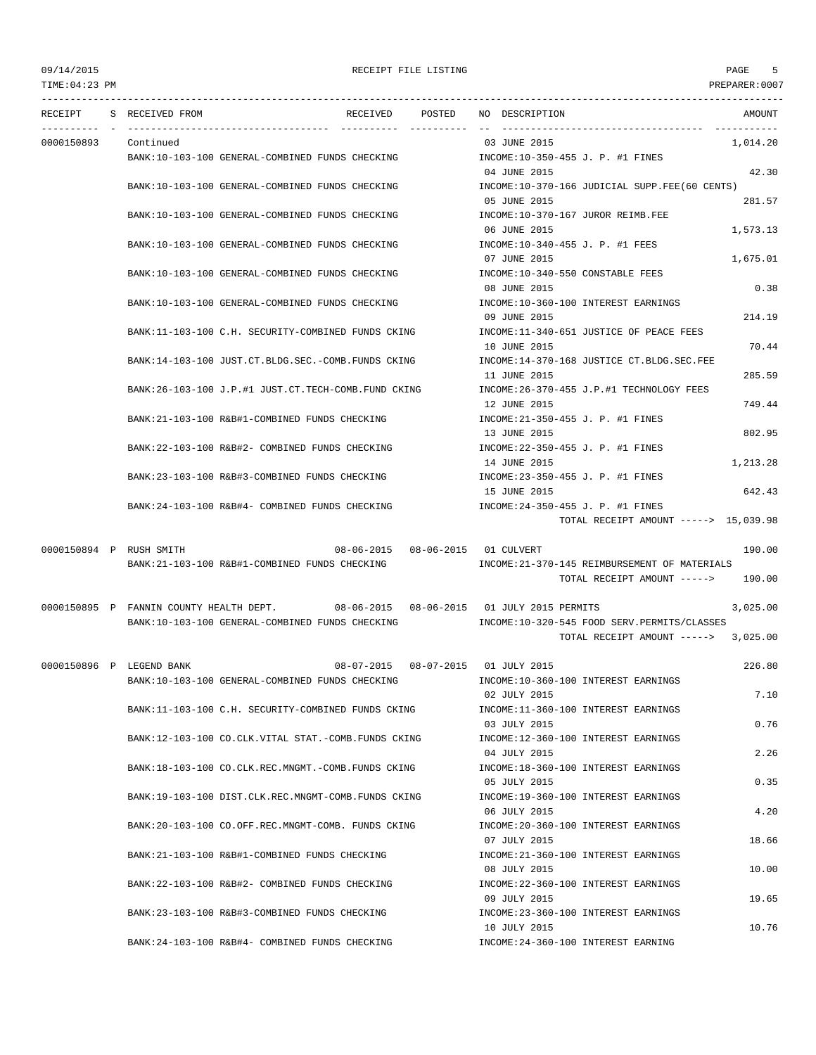09/14/2015 RECEIPT FILE LISTING PAGE 5

TIME:04:23 PM PREPARER:0007

| RECEIPT | S | RECEIVED FROM | RECEIVED | POSTED | NO | DESCRIPTION | AMOUNT |
|---|---|---|---|---|---|---|---|
| 0000150893 | | Continued | | | 03 | JUNE 2015 | 1,014.20 |
| | | BANK:10-103-100 GENERAL-COMBINED FUNDS CHECKING | | | | INCOME:10-350-455 J. P. #1 FINES | |
| | | | | | 04 | JUNE 2015 | 42.30 |
| | | BANK:10-103-100 GENERAL-COMBINED FUNDS CHECKING | | | | INCOME:10-370-166 JUDICIAL SUPP.FEE(60 CENTS) | |
| | | | | | 05 | JUNE 2015 | 281.57 |
| | | BANK:10-103-100 GENERAL-COMBINED FUNDS CHECKING | | | | INCOME:10-370-167 JUROR REIMB.FEE | |
| | | | | | 06 | JUNE 2015 | 1,573.13 |
| | | BANK:10-103-100 GENERAL-COMBINED FUNDS CHECKING | | | | INCOME:10-340-455 J. P. #1 FEES | |
| | | | | | 07 | JUNE 2015 | 1,675.01 |
| | | BANK:10-103-100 GENERAL-COMBINED FUNDS CHECKING | | | | INCOME:10-340-550 CONSTABLE FEES | |
| | | | | | 08 | JUNE 2015 | 0.38 |
| | | BANK:10-103-100 GENERAL-COMBINED FUNDS CHECKING | | | | INCOME:10-360-100 INTEREST EARNINGS | |
| | | | | | 09 | JUNE 2015 | 214.19 |
| | | BANK:11-103-100 C.H. SECURITY-COMBINED FUNDS CKING | | | | INCOME:11-340-651 JUSTICE OF PEACE FEES | |
| | | | | | 10 | JUNE 2015 | 70.44 |
| | | BANK:14-103-100 JUST.CT.BLDG.SEC.-COMB.FUNDS CKING | | | | INCOME:14-370-168 JUSTICE CT.BLDG.SEC.FEE | |
| | | | | | 11 | JUNE 2015 | 285.59 |
| | | BANK:26-103-100 J.P.#1 JUST.CT.TECH-COMB.FUND CKING | | | | INCOME:26-370-455 J.P.#1 TECHNOLOGY FEES | |
| | | | | | 12 | JUNE 2015 | 749.44 |
| | | BANK:21-103-100 R&B#1-COMBINED FUNDS CHECKING | | | | INCOME:21-350-455 J. P. #1 FINES | |
| | | | | | 13 | JUNE 2015 | 802.95 |
| | | BANK:22-103-100 R&B#2- COMBINED FUNDS CHECKING | | | | INCOME:22-350-455 J. P. #1 FINES | |
| | | | | | 14 | JUNE 2015 | 1,213.28 |
| | | BANK:23-103-100 R&B#3-COMBINED FUNDS CHECKING | | | | INCOME:23-350-455 J. P. #1 FINES | |
| | | | | | 15 | JUNE 2015 | 642.43 |
| | | BANK:24-103-100 R&B#4- COMBINED FUNDS CHECKING | | | | INCOME:24-350-455 J. P. #1 FINES | |
| | | | | | | TOTAL RECEIPT AMOUNT -----> | 15,039.98 |
| 0000150894 | P | RUSH SMITH | 08-06-2015 | 08-06-2015 | 01 | CULVERT | 190.00 |
| | | BANK:21-103-100 R&B#1-COMBINED FUNDS CHECKING | | | | INCOME:21-370-145 REIMBURSEMENT OF MATERIALS | |
| | | | | | | TOTAL RECEIPT AMOUNT -----> | 190.00 |
| 0000150895 | P | FANNIN COUNTY HEALTH DEPT. | 08-06-2015 | 08-06-2015 | 01 | JULY 2015 PERMITS | 3,025.00 |
| | | BANK:10-103-100 GENERAL-COMBINED FUNDS CHECKING | | | | INCOME:10-320-545 FOOD SERV.PERMITS/CLASSES | |
| | | | | | | TOTAL RECEIPT AMOUNT -----> | 3,025.00 |
| 0000150896 | P | LEGEND BANK | 08-07-2015 | 08-07-2015 | 01 | JULY 2015 | 226.80 |
| | | BANK:10-103-100 GENERAL-COMBINED FUNDS CHECKING | | | | INCOME:10-360-100 INTEREST EARNINGS | |
| | | | | | 02 | JULY 2015 | 7.10 |
| | | BANK:11-103-100 C.H. SECURITY-COMBINED FUNDS CKING | | | | INCOME:11-360-100 INTEREST EARNINGS | |
| | | | | | 03 | JULY 2015 | 0.76 |
| | | BANK:12-103-100 CO.CLK.VITAL STAT.-COMB.FUNDS CKING | | | | INCOME:12-360-100 INTEREST EARNINGS | |
| | | | | | 04 | JULY 2015 | 2.26 |
| | | BANK:18-103-100 CO.CLK.REC.MNGMT.-COMB.FUNDS CKING | | | | INCOME:18-360-100 INTEREST EARNINGS | |
| | | | | | 05 | JULY 2015 | 0.35 |
| | | BANK:19-103-100 DIST.CLK.REC.MNGMT-COMB.FUNDS CKING | | | | INCOME:19-360-100 INTEREST EARNINGS | |
| | | | | | 06 | JULY 2015 | 4.20 |
| | | BANK:20-103-100 CO.OFF.REC.MNGMT-COMB. FUNDS CKING | | | | INCOME:20-360-100 INTEREST EARNINGS | |
| | | | | | 07 | JULY 2015 | 18.66 |
| | | BANK:21-103-100 R&B#1-COMBINED FUNDS CHECKING | | | | INCOME:21-360-100 INTEREST EARNINGS | |
| | | | | | 08 | JULY 2015 | 10.00 |
| | | BANK:22-103-100 R&B#2- COMBINED FUNDS CHECKING | | | | INCOME:22-360-100 INTEREST EARNINGS | |
| | | | | | 09 | JULY 2015 | 19.65 |
| | | BANK:23-103-100 R&B#3-COMBINED FUNDS CHECKING | | | | INCOME:23-360-100 INTEREST EARNINGS | |
| | | | | | 10 | JULY 2015 | 10.76 |
| | | BANK:24-103-100 R&B#4- COMBINED FUNDS CHECKING | | | | INCOME:24-360-100 INTEREST EARNING | |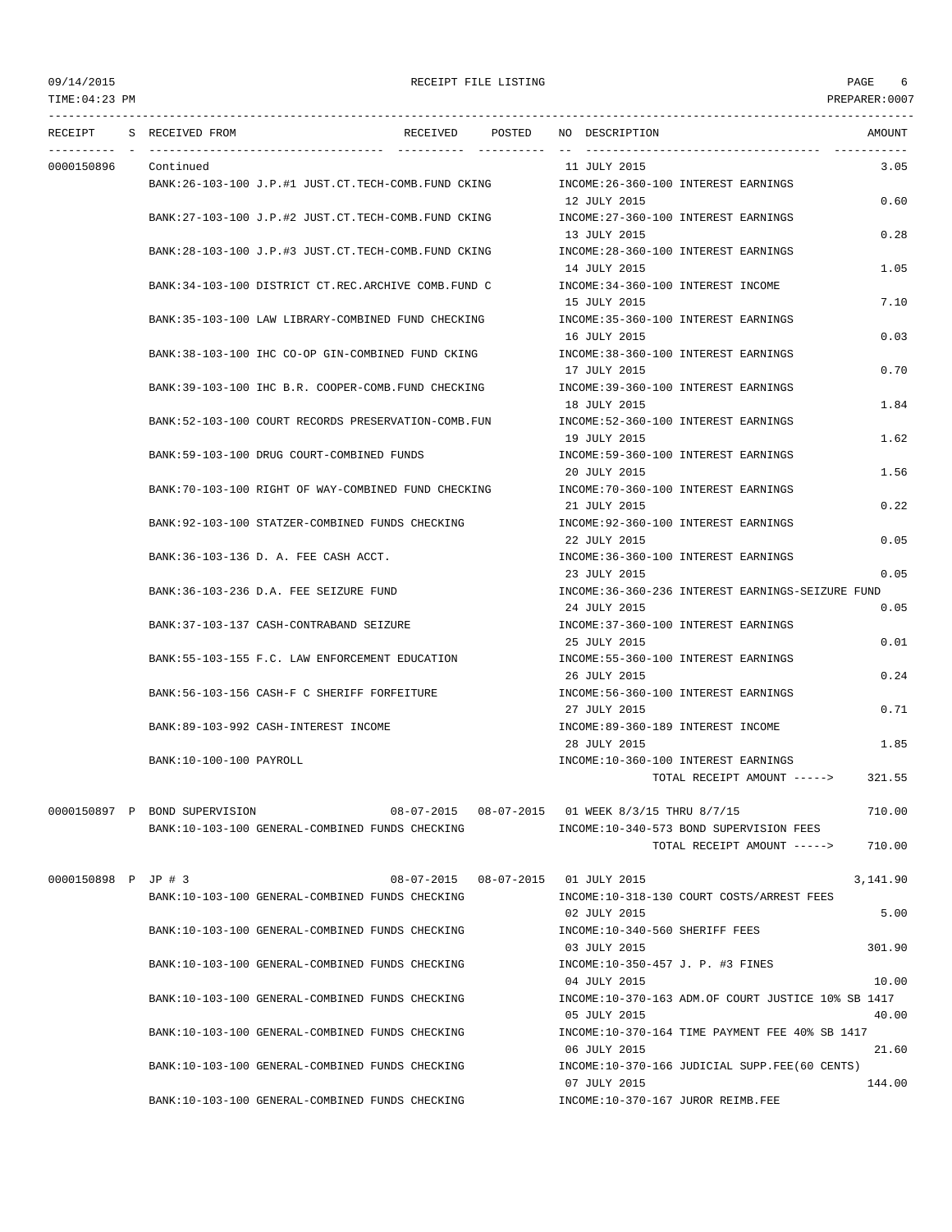RECEIPT FILE LISTING

TIME:04:23 PM PREPARER:0007

| RECEIPT | S | RECEIVED FROM | RECEIVED | POSTED | NO | DESCRIPTION | AMOUNT |
|---|---|---|---|---|---|---|---|
| 0000150896 | | Continued | | | 11 | JULY 2015 | 3.05 |
| | | BANK:26-103-100 J.P.#1 JUST.CT.TECH-COMB.FUND CKING | | | | INCOME:26-360-100 INTEREST EARNINGS | |
| | | | | | 12 | JULY 2015 | 0.60 |
| | | BANK:27-103-100 J.P.#2 JUST.CT.TECH-COMB.FUND CKING | | | | INCOME:27-360-100 INTEREST EARNINGS | |
| | | | | | 13 | JULY 2015 | 0.28 |
| | | BANK:28-103-100 J.P.#3 JUST.CT.TECH-COMB.FUND CKING | | | | INCOME:28-360-100 INTEREST EARNINGS | |
| | | | | | 14 | JULY 2015 | 1.05 |
| | | BANK:34-103-100 DISTRICT CT.REC.ARCHIVE COMB.FUND C | | | | INCOME:34-360-100 INTEREST INCOME | |
| | | | | | 15 | JULY 2015 | 7.10 |
| | | BANK:35-103-100 LAW LIBRARY-COMBINED FUND CHECKING | | | | INCOME:35-360-100 INTEREST EARNINGS | |
| | | | | | 16 | JULY 2015 | 0.03 |
| | | BANK:38-103-100 IHC CO-OP GIN-COMBINED FUND CKING | | | | INCOME:38-360-100 INTEREST EARNINGS | |
| | | | | | 17 | JULY 2015 | 0.70 |
| | | BANK:39-103-100 IHC B.R. COOPER-COMB.FUND CHECKING | | | | INCOME:39-360-100 INTEREST EARNINGS | |
| | | | | | 18 | JULY 2015 | 1.84 |
| | | BANK:52-103-100 COURT RECORDS PRESERVATION-COMB.FUN | | | | INCOME:52-360-100 INTEREST EARNINGS | |
| | | | | | 19 | JULY 2015 | 1.62 |
| | | BANK:59-103-100 DRUG COURT-COMBINED FUNDS | | | | INCOME:59-360-100 INTEREST EARNINGS | |
| | | | | | 20 | JULY 2015 | 1.56 |
| | | BANK:70-103-100 RIGHT OF WAY-COMBINED FUND CHECKING | | | | INCOME:70-360-100 INTEREST EARNINGS | |
| | | | | | 21 | JULY 2015 | 0.22 |
| | | BANK:92-103-100 STATZER-COMBINED FUNDS CHECKING | | | | INCOME:92-360-100 INTEREST EARNINGS | |
| | | | | | 22 | JULY 2015 | 0.05 |
| | | BANK:36-103-136 D. A. FEE CASH ACCT. | | | | INCOME:36-360-100 INTEREST EARNINGS | |
| | | | | | 23 | JULY 2015 | 0.05 |
| | | BANK:36-103-236 D.A. FEE SEIZURE FUND | | | | INCOME:36-360-236 INTEREST EARNINGS-SEIZURE FUND | |
| | | | | | 24 | JULY 2015 | 0.05 |
| | | BANK:37-103-137 CASH-CONTRABAND SEIZURE | | | | INCOME:37-360-100 INTEREST EARNINGS | |
| | | | | | 25 | JULY 2015 | 0.01 |
| | | BANK:55-103-155 F.C. LAW ENFORCEMENT EDUCATION | | | | INCOME:55-360-100 INTEREST EARNINGS | |
| | | | | | 26 | JULY 2015 | 0.24 |
| | | BANK:56-103-156 CASH-F C SHERIFF FORFEITURE | | | | INCOME:56-360-100 INTEREST EARNINGS | |
| | | | | | 27 | JULY 2015 | 0.71 |
| | | BANK:89-103-992 CASH-INTEREST INCOME | | | | INCOME:89-360-189 INTEREST INCOME | |
| | | | | | 28 | JULY 2015 | 1.85 |
| | | BANK:10-100-100 PAYROLL | | | | INCOME:10-360-100 INTEREST EARNINGS | |
| | | | | | | TOTAL RECEIPT AMOUNT -----> | 321.55 |
| 0000150897 | P | BOND SUPERVISION | 08-07-2015 | 08-07-2015 | 01 | WEEK 8/3/15 THRU 8/7/15 | 710.00 |
| | | BANK:10-103-100 GENERAL-COMBINED FUNDS CHECKING | | | | INCOME:10-340-573 BOND SUPERVISION FEES | |
| | | | | | | TOTAL RECEIPT AMOUNT -----> | 710.00 |
| 0000150898 | P | JP # 3 | 08-07-2015 | 08-07-2015 | 01 | JULY 2015 | 3,141.90 |
| | | BANK:10-103-100 GENERAL-COMBINED FUNDS CHECKING | | | | INCOME:10-318-130 COURT COSTS/ARREST FEES | |
| | | | | | 02 | JULY 2015 | 5.00 |
| | | BANK:10-103-100 GENERAL-COMBINED FUNDS CHECKING | | | | INCOME:10-340-560 SHERIFF FEES | |
| | | | | | 03 | JULY 2015 | 301.90 |
| | | BANK:10-103-100 GENERAL-COMBINED FUNDS CHECKING | | | | INCOME:10-350-457 J. P. #3 FINES | |
| | | | | | 04 | JULY 2015 | 10.00 |
| | | BANK:10-103-100 GENERAL-COMBINED FUNDS CHECKING | | | | INCOME:10-370-163 ADM.OF COURT JUSTICE 10% SB 1417 | |
| | | | | | 05 | JULY 2015 | 40.00 |
| | | BANK:10-103-100 GENERAL-COMBINED FUNDS CHECKING | | | | INCOME:10-370-164 TIME PAYMENT FEE 40% SB 1417 | |
| | | | | | 06 | JULY 2015 | 21.60 |
| | | BANK:10-103-100 GENERAL-COMBINED FUNDS CHECKING | | | | INCOME:10-370-166 JUDICIAL SUPP.FEE(60 CENTS) | |
| | | | | | 07 | JULY 2015 | 144.00 |
| | | BANK:10-103-100 GENERAL-COMBINED FUNDS CHECKING | | | | INCOME:10-370-167 JUROR REIMB.FEE | |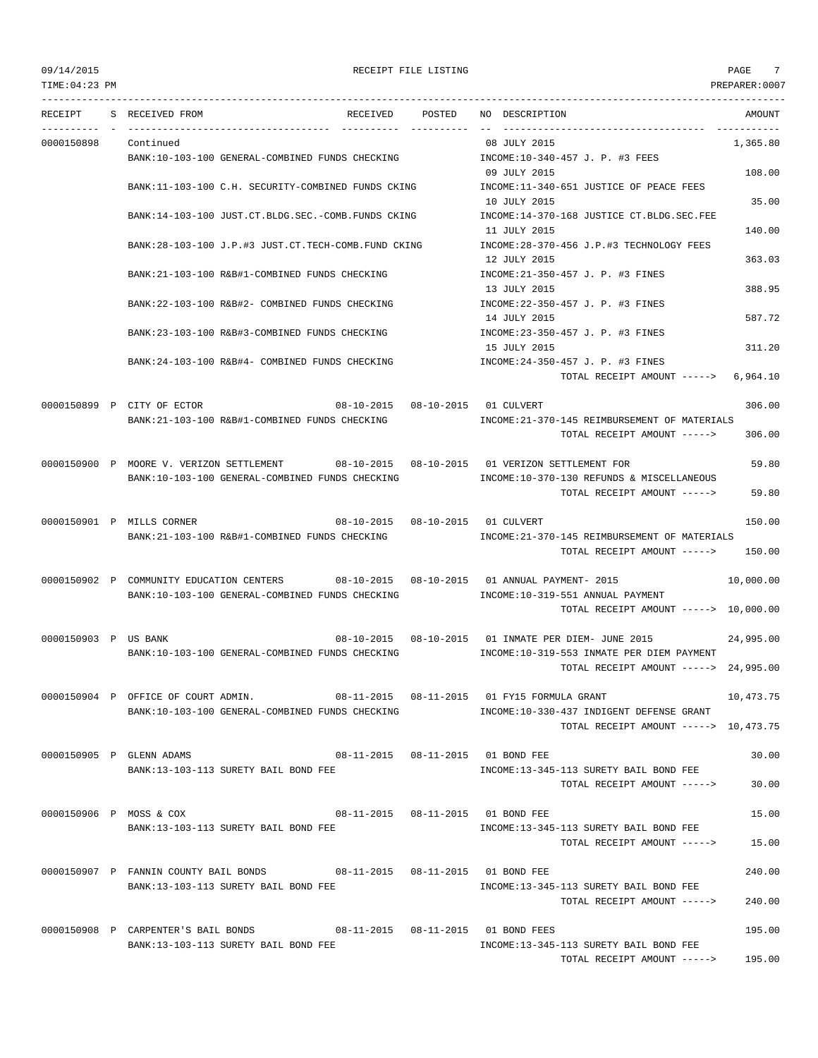RECEIPT FILE LISTING

| RECEIPT | S | RECEIVED FROM | RECEIVED | POSTED | NO | DESCRIPTION | AMOUNT |
|---|---|---|---|---|---|---|---|
| 0000150898 | | Continued | | | | 08 JULY 2015 | 1,365.80 |
| | | BANK:10-103-100 GENERAL-COMBINED FUNDS CHECKING | | | | INCOME:10-340-457 J. P. #3 FEES | |
| | | | | | | 09 JULY 2015 | 108.00 |
| | | BANK:11-103-100 C.H. SECURITY-COMBINED FUNDS CKING | | | | INCOME:11-340-651 JUSTICE OF PEACE FEES | |
| | | | | | | 10 JULY 2015 | 35.00 |
| | | BANK:14-103-100 JUST.CT.BLDG.SEC.-COMB.FUNDS CKING | | | | INCOME:14-370-168 JUSTICE CT.BLDG.SEC.FEE | |
| | | | | | | 11 JULY 2015 | 140.00 |
| | | BANK:28-103-100 J.P.#3 JUST.CT.TECH-COMB.FUND CKING | | | | INCOME:28-370-456 J.P.#3 TECHNOLOGY FEES | |
| | | | | | | 12 JULY 2015 | 363.03 |
| | | BANK:21-103-100 R&B#1-COMBINED FUNDS CHECKING | | | | INCOME:21-350-457 J. P. #3 FINES | |
| | | | | | | 13 JULY 2015 | 388.95 |
| | | BANK:22-103-100 R&B#2- COMBINED FUNDS CHECKING | | | | INCOME:22-350-457 J. P. #3 FINES | |
| | | | | | | 14 JULY 2015 | 587.72 |
| | | BANK:23-103-100 R&B#3-COMBINED FUNDS CHECKING | | | | INCOME:23-350-457 J. P. #3 FINES | |
| | | | | | | 15 JULY 2015 | 311.20 |
| | | BANK:24-103-100 R&B#4- COMBINED FUNDS CHECKING | | | | INCOME:24-350-457 J. P. #3 FINES | |
| | | | | | | TOTAL RECEIPT AMOUNT -----> | 6,964.10 |
| 0000150899 | P | CITY OF ECTOR | 08-10-2015 | 08-10-2015 | 01 | CULVERT | 306.00 |
| | | BANK:21-103-100 R&B#1-COMBINED FUNDS CHECKING | | | | INCOME:21-370-145 REIMBURSEMENT OF MATERIALS | |
| | | | | | | TOTAL RECEIPT AMOUNT -----> | 306.00 |
| 0000150900 | P | MOORE V. VERIZON SETTLEMENT | 08-10-2015 | 08-10-2015 | 01 | VERIZON SETTLEMENT FOR | 59.80 |
| | | BANK:10-103-100 GENERAL-COMBINED FUNDS CHECKING | | | | INCOME:10-370-130 REFUNDS & MISCELLANEOUS | |
| | | | | | | TOTAL RECEIPT AMOUNT -----> | 59.80 |
| 0000150901 | P | MILLS CORNER | 08-10-2015 | 08-10-2015 | 01 | CULVERT | 150.00 |
| | | BANK:21-103-100 R&B#1-COMBINED FUNDS CHECKING | | | | INCOME:21-370-145 REIMBURSEMENT OF MATERIALS | |
| | | | | | | TOTAL RECEIPT AMOUNT -----> | 150.00 |
| 0000150902 | P | COMMUNITY EDUCATION CENTERS | 08-10-2015 | 08-10-2015 | 01 | ANNUAL PAYMENT- 2015 | 10,000.00 |
| | | BANK:10-103-100 GENERAL-COMBINED FUNDS CHECKING | | | | INCOME:10-319-551 ANNUAL PAYMENT | |
| | | | | | | TOTAL RECEIPT AMOUNT -----> | 10,000.00 |
| 0000150903 | P | US BANK | 08-10-2015 | 08-10-2015 | 01 | INMATE PER DIEM- JUNE 2015 | 24,995.00 |
| | | BANK:10-103-100 GENERAL-COMBINED FUNDS CHECKING | | | | INCOME:10-319-553 INMATE PER DIEM PAYMENT | |
| | | | | | | TOTAL RECEIPT AMOUNT -----> | 24,995.00 |
| 0000150904 | P | OFFICE OF COURT ADMIN. | 08-11-2015 | 08-11-2015 | 01 | FY15 FORMULA GRANT | 10,473.75 |
| | | BANK:10-103-100 GENERAL-COMBINED FUNDS CHECKING | | | | INCOME:10-330-437 INDIGENT DEFENSE GRANT | |
| | | | | | | TOTAL RECEIPT AMOUNT -----> | 10,473.75 |
| 0000150905 | P | GLENN ADAMS | 08-11-2015 | 08-11-2015 | 01 | BOND FEE | 30.00 |
| | | BANK:13-103-113 SURETY BAIL BOND FEE | | | | INCOME:13-345-113 SURETY BAIL BOND FEE | |
| | | | | | | TOTAL RECEIPT AMOUNT -----> | 30.00 |
| 0000150906 | P | MOSS & COX | 08-11-2015 | 08-11-2015 | 01 | BOND FEE | 15.00 |
| | | BANK:13-103-113 SURETY BAIL BOND FEE | | | | INCOME:13-345-113 SURETY BAIL BOND FEE | |
| | | | | | | TOTAL RECEIPT AMOUNT -----> | 15.00 |
| 0000150907 | P | FANNIN COUNTY BAIL BONDS | 08-11-2015 | 08-11-2015 | 01 | BOND FEE | 240.00 |
| | | BANK:13-103-113 SURETY BAIL BOND FEE | | | | INCOME:13-345-113 SURETY BAIL BOND FEE | |
| | | | | | | TOTAL RECEIPT AMOUNT -----> | 240.00 |
| 0000150908 | P | CARPENTER'S BAIL BONDS | 08-11-2015 | 08-11-2015 | 01 | BOND FEES | 195.00 |
| | | BANK:13-103-113 SURETY BAIL BOND FEE | | | | INCOME:13-345-113 SURETY BAIL BOND FEE | |
| | | | | | | TOTAL RECEIPT AMOUNT -----> | 195.00 |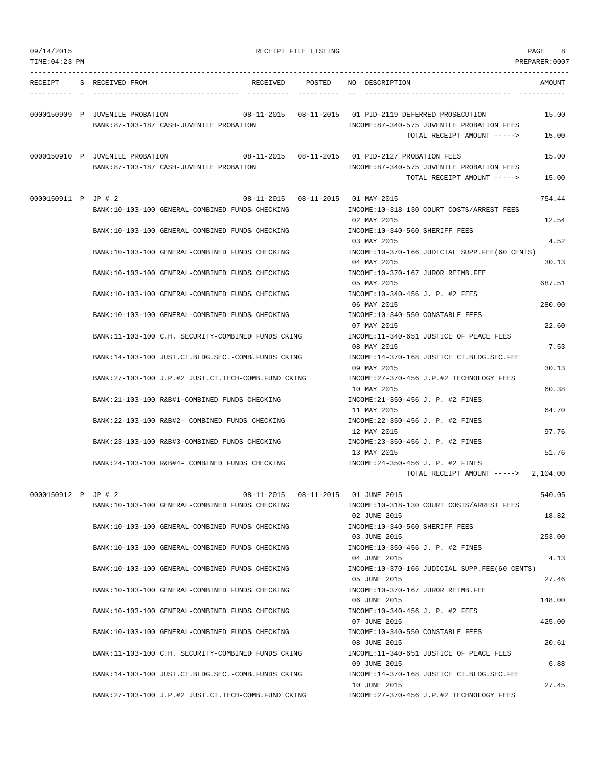RECEIPT FILE LISTING

TIME:04:23 PM PREPARER:0007

| RECEIPT | S | RECEIVED FROM | RECEIVED | POSTED | NO | DESCRIPTION | AMOUNT |
|---|---|---|---|---|---|---|---|
| 0000150909 | P | JUVENILE PROBATION | 08-11-2015 | 08-11-2015 | 01 | PID-2119 DEFERRED PROSECUTION | 15.00 |
| | | BANK:87-103-187 CASH-JUVENILE PROBATION | | | | INCOME:87-340-575 JUVENILE PROBATION FEES | |
| | | | | | | TOTAL RECEIPT AMOUNT -----> | 15.00 |
| 0000150910 | P | JUVENILE PROBATION | 08-11-2015 | 08-11-2015 | 01 | PID-2127 PROBATION FEES | 15.00 |
| | | BANK:87-103-187 CASH-JUVENILE PROBATION | | | | INCOME:87-340-575 JUVENILE PROBATION FEES | |
| | | | | | | TOTAL RECEIPT AMOUNT -----> | 15.00 |
| 0000150911 | P | JP # 2 | 08-11-2015 | 08-11-2015 | 01 | MAY 2015 | 754.44 |
| | | BANK:10-103-100 GENERAL-COMBINED FUNDS CHECKING | | | | INCOME:10-318-130 COURT COSTS/ARREST FEES | |
| | | | | | 02 | MAY 2015 | 12.54 |
| | | BANK:10-103-100 GENERAL-COMBINED FUNDS CHECKING | | | | INCOME:10-340-560 SHERIFF FEES | |
| | | | | | 03 | MAY 2015 | 4.52 |
| | | BANK:10-103-100 GENERAL-COMBINED FUNDS CHECKING | | | | INCOME:10-370-166 JUDICIAL SUPP.FEE(60 CENTS) | |
| | | | | | 04 | MAY 2015 | 30.13 |
| | | BANK:10-103-100 GENERAL-COMBINED FUNDS CHECKING | | | | INCOME:10-370-167 JUROR REIMB.FEE | |
| | | | | | 05 | MAY 2015 | 687.51 |
| | | BANK:10-103-100 GENERAL-COMBINED FUNDS CHECKING | | | | INCOME:10-340-456 J. P. #2 FEES | |
| | | | | | 06 | MAY 2015 | 280.00 |
| | | BANK:10-103-100 GENERAL-COMBINED FUNDS CHECKING | | | | INCOME:10-340-550 CONSTABLE FEES | |
| | | | | | 07 | MAY 2015 | 22.60 |
| | | BANK:11-103-100 C.H. SECURITY-COMBINED FUNDS CKING | | | | INCOME:11-340-651 JUSTICE OF PEACE FEES | |
| | | | | | 08 | MAY 2015 | 7.53 |
| | | BANK:14-103-100 JUST.CT.BLDG.SEC.-COMB.FUNDS CKING | | | | INCOME:14-370-168 JUSTICE CT.BLDG.SEC.FEE | |
| | | | | | 09 | MAY 2015 | 30.13 |
| | | BANK:27-103-100 J.P.#2 JUST.CT.TECH-COMB.FUND CKING | | | | INCOME:27-370-456 J.P.#2 TECHNOLOGY FEES | |
| | | | | | 10 | MAY 2015 | 60.38 |
| | | BANK:21-103-100 R&B#1-COMBINED FUNDS CHECKING | | | | INCOME:21-350-456 J. P. #2 FINES | |
| | | | | | 11 | MAY 2015 | 64.70 |
| | | BANK:22-103-100 R&B#2- COMBINED FUNDS CHECKING | | | | INCOME:22-350-456 J. P. #2 FINES | |
| | | | | | 12 | MAY 2015 | 97.76 |
| | | BANK:23-103-100 R&B#3-COMBINED FUNDS CHECKING | | | | INCOME:23-350-456 J. P. #2 FINES | |
| | | | | | 13 | MAY 2015 | 51.76 |
| | | BANK:24-103-100 R&B#4- COMBINED FUNDS CHECKING | | | | INCOME:24-350-456 J. P. #2 FINES | |
| | | | | | | TOTAL RECEIPT AMOUNT -----> | 2,104.00 |
| 0000150912 | P | JP # 2 | 08-11-2015 | 08-11-2015 | 01 | JUNE 2015 | 540.05 |
| | | BANK:10-103-100 GENERAL-COMBINED FUNDS CHECKING | | | | INCOME:10-318-130 COURT COSTS/ARREST FEES | |
| | | | | | 02 | JUNE 2015 | 18.82 |
| | | BANK:10-103-100 GENERAL-COMBINED FUNDS CHECKING | | | | INCOME:10-340-560 SHERIFF FEES | |
| | | | | | 03 | JUNE 2015 | 253.00 |
| | | BANK:10-103-100 GENERAL-COMBINED FUNDS CHECKING | | | | INCOME:10-350-456 J. P. #2 FINES | |
| | | | | | 04 | JUNE 2015 | 4.13 |
| | | BANK:10-103-100 GENERAL-COMBINED FUNDS CHECKING | | | | INCOME:10-370-166 JUDICIAL SUPP.FEE(60 CENTS) | |
| | | | | | 05 | JUNE 2015 | 27.46 |
| | | BANK:10-103-100 GENERAL-COMBINED FUNDS CHECKING | | | | INCOME:10-370-167 JUROR REIMB.FEE | |
| | | | | | 06 | JUNE 2015 | 148.00 |
| | | BANK:10-103-100 GENERAL-COMBINED FUNDS CHECKING | | | | INCOME:10-340-456 J. P. #2 FEES | |
| | | | | | 07 | JUNE 2015 | 425.00 |
| | | BANK:10-103-100 GENERAL-COMBINED FUNDS CHECKING | | | | INCOME:10-340-550 CONSTABLE FEES | |
| | | | | | 08 | JUNE 2015 | 20.61 |
| | | BANK:11-103-100 C.H. SECURITY-COMBINED FUNDS CKING | | | | INCOME:11-340-651 JUSTICE OF PEACE FEES | |
| | | | | | 09 | JUNE 2015 | 6.88 |
| | | BANK:14-103-100 JUST.CT.BLDG.SEC.-COMB.FUNDS CKING | | | | INCOME:14-370-168 JUSTICE CT.BLDG.SEC.FEE | |
| | | | | | 10 | JUNE 2015 | 27.45 |
| | | BANK:27-103-100 J.P.#2 JUST.CT.TECH-COMB.FUND CKING | | | | INCOME:27-370-456 J.P.#2 TECHNOLOGY FEES | |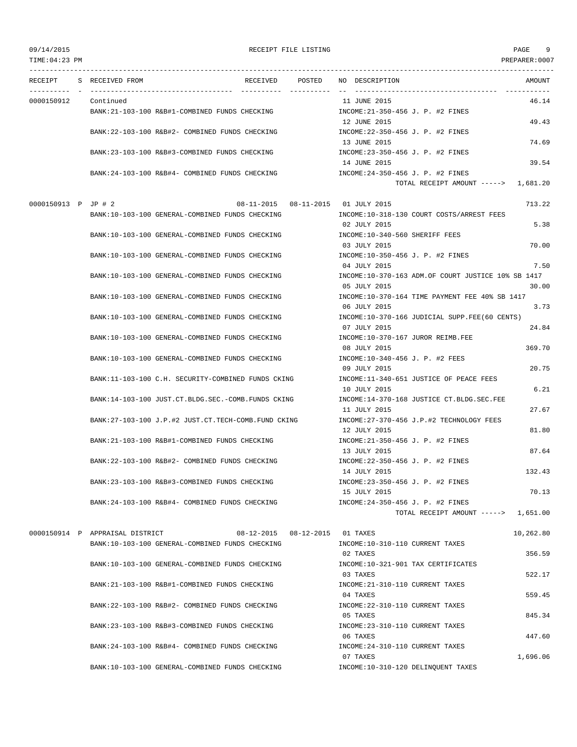| RECEIPT | S | RECEIVED FROM | RECEIVED | POSTED | NO | DESCRIPTION | AMOUNT |
|---|---|---|---|---|---|---|---|
| 0000150912 | | Continued | | | 11 | JUNE 2015 | 46.14 |
| | | BANK:21-103-100 R&B#1-COMBINED FUNDS CHECKING | | | | INCOME:21-350-456 J. P. #2 FINES | |
| | | | | | 12 | JUNE 2015 | 49.43 |
| | | BANK:22-103-100 R&B#2- COMBINED FUNDS CHECKING | | | | INCOME:22-350-456 J. P. #2 FINES | |
| | | | | | 13 | JUNE 2015 | 74.69 |
| | | BANK:23-103-100 R&B#3-COMBINED FUNDS CHECKING | | | | INCOME:23-350-456 J. P. #2 FINES | |
| | | | | | 14 | JUNE 2015 | 39.54 |
| | | BANK:24-103-100 R&B#4- COMBINED FUNDS CHECKING | | | | INCOME:24-350-456 J. P. #2 FINES | |
| | | | | | | TOTAL RECEIPT AMOUNT -----> | 1,681.20 |
| 0000150913 | P | JP # 2 | 08-11-2015 | 08-11-2015 | 01 | JULY 2015 | 713.22 |
| | | BANK:10-103-100 GENERAL-COMBINED FUNDS CHECKING | | | | INCOME:10-318-130 COURT COSTS/ARREST FEES | |
| | | | | | 02 | JULY 2015 | 5.38 |
| | | BANK:10-103-100 GENERAL-COMBINED FUNDS CHECKING | | | | INCOME:10-340-560 SHERIFF FEES | |
| | | | | | 03 | JULY 2015 | 70.00 |
| | | BANK:10-103-100 GENERAL-COMBINED FUNDS CHECKING | | | | INCOME:10-350-456 J. P. #2 FINES | |
| | | | | | 04 | JULY 2015 | 7.50 |
| | | BANK:10-103-100 GENERAL-COMBINED FUNDS CHECKING | | | | INCOME:10-370-163 ADM.OF COURT JUSTICE 10% SB 1417 | |
| | | | | | 05 | JULY 2015 | 30.00 |
| | | BANK:10-103-100 GENERAL-COMBINED FUNDS CHECKING | | | | INCOME:10-370-164 TIME PAYMENT FEE 40% SB 1417 | |
| | | | | | 06 | JULY 2015 | 3.73 |
| | | BANK:10-103-100 GENERAL-COMBINED FUNDS CHECKING | | | | INCOME:10-370-166 JUDICIAL SUPP.FEE(60 CENTS) | |
| | | | | | 07 | JULY 2015 | 24.84 |
| | | BANK:10-103-100 GENERAL-COMBINED FUNDS CHECKING | | | | INCOME:10-370-167 JUROR REIMB.FEE | |
| | | | | | 08 | JULY 2015 | 369.70 |
| | | BANK:10-103-100 GENERAL-COMBINED FUNDS CHECKING | | | | INCOME:10-340-456 J. P. #2 FEES | |
| | | | | | 09 | JULY 2015 | 20.75 |
| | | BANK:11-103-100 C.H. SECURITY-COMBINED FUNDS CKING | | | | INCOME:11-340-651 JUSTICE OF PEACE FEES | |
| | | | | | 10 | JULY 2015 | 6.21 |
| | | BANK:14-103-100 JUST.CT.BLDG.SEC.-COMB.FUNDS CKING | | | | INCOME:14-370-168 JUSTICE CT.BLDG.SEC.FEE | |
| | | | | | 11 | JULY 2015 | 27.67 |
| | | BANK:27-103-100 J.P.#2 JUST.CT.TECH-COMB.FUND CKING | | | | INCOME:27-370-456 J.P.#2 TECHNOLOGY FEES | |
| | | | | | 12 | JULY 2015 | 81.80 |
| | | BANK:21-103-100 R&B#1-COMBINED FUNDS CHECKING | | | | INCOME:21-350-456 J. P. #2 FINES | |
| | | | | | 13 | JULY 2015 | 87.64 |
| | | BANK:22-103-100 R&B#2- COMBINED FUNDS CHECKING | | | | INCOME:22-350-456 J. P. #2 FINES | |
| | | | | | 14 | JULY 2015 | 132.43 |
| | | BANK:23-103-100 R&B#3-COMBINED FUNDS CHECKING | | | | INCOME:23-350-456 J. P. #2 FINES | |
| | | | | | 15 | JULY 2015 | 70.13 |
| | | BANK:24-103-100 R&B#4- COMBINED FUNDS CHECKING | | | | INCOME:24-350-456 J. P. #2 FINES | |
| | | | | | | TOTAL RECEIPT AMOUNT -----> | 1,651.00 |
| 0000150914 | P | APPRAISAL DISTRICT | 08-12-2015 | 08-12-2015 | 01 | TAXES | 10,262.80 |
| | | BANK:10-103-100 GENERAL-COMBINED FUNDS CHECKING | | | | INCOME:10-310-110 CURRENT TAXES | |
| | | | | | 02 | TAXES | 356.59 |
| | | BANK:10-103-100 GENERAL-COMBINED FUNDS CHECKING | | | | INCOME:10-321-901 TAX CERTIFICATES | |
| | | | | | 03 | TAXES | 522.17 |
| | | BANK:21-103-100 R&B#1-COMBINED FUNDS CHECKING | | | | INCOME:21-310-110 CURRENT TAXES | |
| | | | | | 04 | TAXES | 559.45 |
| | | BANK:22-103-100 R&B#2- COMBINED FUNDS CHECKING | | | | INCOME:22-310-110 CURRENT TAXES | |
| | | | | | 05 | TAXES | 845.34 |
| | | BANK:23-103-100 R&B#3-COMBINED FUNDS CHECKING | | | | INCOME:23-310-110 CURRENT TAXES | |
| | | | | | 06 | TAXES | 447.60 |
| | | BANK:24-103-100 R&B#4- COMBINED FUNDS CHECKING | | | | INCOME:24-310-110 CURRENT TAXES | |
| | | | | | 07 | TAXES | 1,696.06 |
| | | BANK:10-103-100 GENERAL-COMBINED FUNDS CHECKING | | | | INCOME:10-310-120 DELINQUENT TAXES | |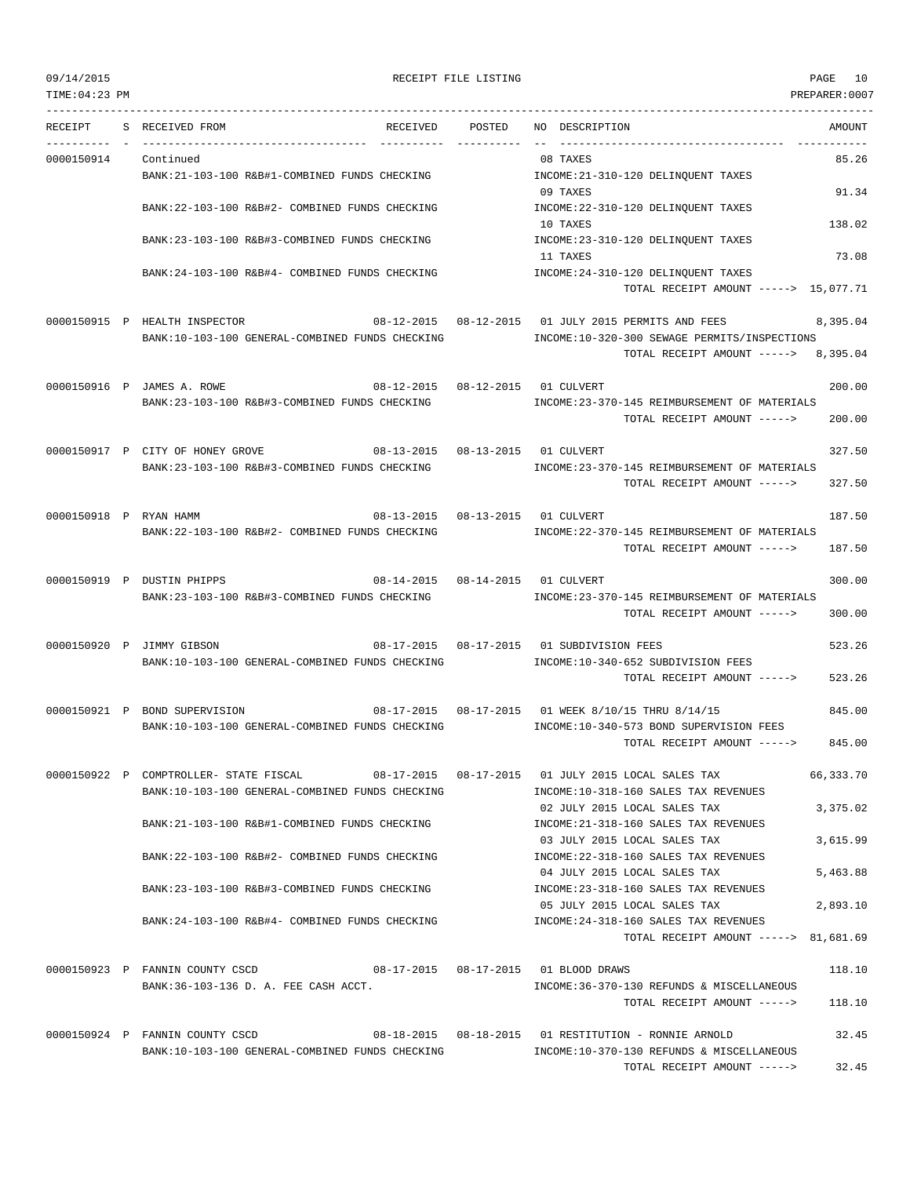09/14/2015 RECEIPT FILE LISTING PAGE 10
TIME:04:23 PM PREPARER:0007

| RECEIPT | S | RECEIVED FROM | RECEIVED | POSTED | NO | DESCRIPTION | AMOUNT |
|---|---|---|---|---|---|---|---|
| 0000150914 | | Continued | | | 08 | TAXES | 85.26 |
| | | BANK:21-103-100 R&B#1-COMBINED FUNDS CHECKING | | | | INCOME:21-310-120 DELINQUENT TAXES | |
| | | | | | 09 | TAXES | 91.34 |
| | | BANK:22-103-100 R&B#2- COMBINED FUNDS CHECKING | | | | INCOME:22-310-120 DELINQUENT TAXES | |
| | | | | | 10 | TAXES | 138.02 |
| | | BANK:23-103-100 R&B#3-COMBINED FUNDS CHECKING | | | | INCOME:23-310-120 DELINQUENT TAXES | |
| | | | | | 11 | TAXES | 73.08 |
| | | BANK:24-103-100 R&B#4- COMBINED FUNDS CHECKING | | | | INCOME:24-310-120 DELINQUENT TAXES | |
| | | | | | | TOTAL RECEIPT AMOUNT -----> | 15,077.71 |
| 0000150915 | P | HEALTH INSPECTOR | 08-12-2015 | 08-12-2015 | 01 | JULY 2015 PERMITS AND FEES | 8,395.04 |
| | | BANK:10-103-100 GENERAL-COMBINED FUNDS CHECKING | | | | INCOME:10-320-300 SEWAGE PERMITS/INSPECTIONS | |
| | | | | | | TOTAL RECEIPT AMOUNT -----> | 8,395.04 |
| 0000150916 | P | JAMES A. ROWE | 08-12-2015 | 08-12-2015 | 01 | CULVERT | 200.00 |
| | | BANK:23-103-100 R&B#3-COMBINED FUNDS CHECKING | | | | INCOME:23-370-145 REIMBURSEMENT OF MATERIALS | |
| | | | | | | TOTAL RECEIPT AMOUNT -----> | 200.00 |
| 0000150917 | P | CITY OF HONEY GROVE | 08-13-2015 | 08-13-2015 | 01 | CULVERT | 327.50 |
| | | BANK:23-103-100 R&B#3-COMBINED FUNDS CHECKING | | | | INCOME:23-370-145 REIMBURSEMENT OF MATERIALS | |
| | | | | | | TOTAL RECEIPT AMOUNT -----> | 327.50 |
| 0000150918 | P | RYAN HAMM | 08-13-2015 | 08-13-2015 | 01 | CULVERT | 187.50 |
| | | BANK:22-103-100 R&B#2- COMBINED FUNDS CHECKING | | | | INCOME:22-370-145 REIMBURSEMENT OF MATERIALS | |
| | | | | | | TOTAL RECEIPT AMOUNT -----> | 187.50 |
| 0000150919 | P | DUSTIN PHIPPS | 08-14-2015 | 08-14-2015 | 01 | CULVERT | 300.00 |
| | | BANK:23-103-100 R&B#3-COMBINED FUNDS CHECKING | | | | INCOME:23-370-145 REIMBURSEMENT OF MATERIALS | |
| | | | | | | TOTAL RECEIPT AMOUNT -----> | 300.00 |
| 0000150920 | P | JIMMY GIBSON | 08-17-2015 | 08-17-2015 | 01 | SUBDIVISION FEES | 523.26 |
| | | BANK:10-103-100 GENERAL-COMBINED FUNDS CHECKING | | | | INCOME:10-340-652 SUBDIVISION FEES | |
| | | | | | | TOTAL RECEIPT AMOUNT -----> | 523.26 |
| 0000150921 | P | BOND SUPERVISION | 08-17-2015 | 08-17-2015 | 01 | WEEK 8/10/15 THRU 8/14/15 | 845.00 |
| | | BANK:10-103-100 GENERAL-COMBINED FUNDS CHECKING | | | | INCOME:10-340-573 BOND SUPERVISION FEES | |
| | | | | | | TOTAL RECEIPT AMOUNT -----> | 845.00 |
| 0000150922 | P | COMPTROLLER- STATE FISCAL | 08-17-2015 | 08-17-2015 | 01 | JULY 2015 LOCAL SALES TAX | 66,333.70 |
| | | BANK:10-103-100 GENERAL-COMBINED FUNDS CHECKING | | | | INCOME:10-318-160 SALES TAX REVENUES | |
| | | | | | 02 | JULY 2015 LOCAL SALES TAX | 3,375.02 |
| | | BANK:21-103-100 R&B#1-COMBINED FUNDS CHECKING | | | | INCOME:21-318-160 SALES TAX REVENUES | |
| | | | | | 03 | JULY 2015 LOCAL SALES TAX | 3,615.99 |
| | | BANK:22-103-100 R&B#2- COMBINED FUNDS CHECKING | | | | INCOME:22-318-160 SALES TAX REVENUES | |
| | | | | | 04 | JULY 2015 LOCAL SALES TAX | 5,463.88 |
| | | BANK:23-103-100 R&B#3-COMBINED FUNDS CHECKING | | | | INCOME:23-318-160 SALES TAX REVENUES | |
| | | | | | 05 | JULY 2015 LOCAL SALES TAX | 2,893.10 |
| | | BANK:24-103-100 R&B#4- COMBINED FUNDS CHECKING | | | | INCOME:24-318-160 SALES TAX REVENUES | |
| | | | | | | TOTAL RECEIPT AMOUNT -----> | 81,681.69 |
| 0000150923 | P | FANNIN COUNTY CSCD | 08-17-2015 | 08-17-2015 | 01 | BLOOD DRAWS | 118.10 |
| | | BANK:36-103-136 D. A. FEE CASH ACCT. | | | | INCOME:36-370-130 REFUNDS & MISCELLANEOUS | |
| | | | | | | TOTAL RECEIPT AMOUNT -----> | 118.10 |
| 0000150924 | P | FANNIN COUNTY CSCD | 08-18-2015 | 08-18-2015 | 01 | RESTITUTION - RONNIE ARNOLD | 32.45 |
| | | BANK:10-103-100 GENERAL-COMBINED FUNDS CHECKING | | | | INCOME:10-370-130 REFUNDS & MISCELLANEOUS | |
| | | | | | | TOTAL RECEIPT AMOUNT -----> | 32.45 |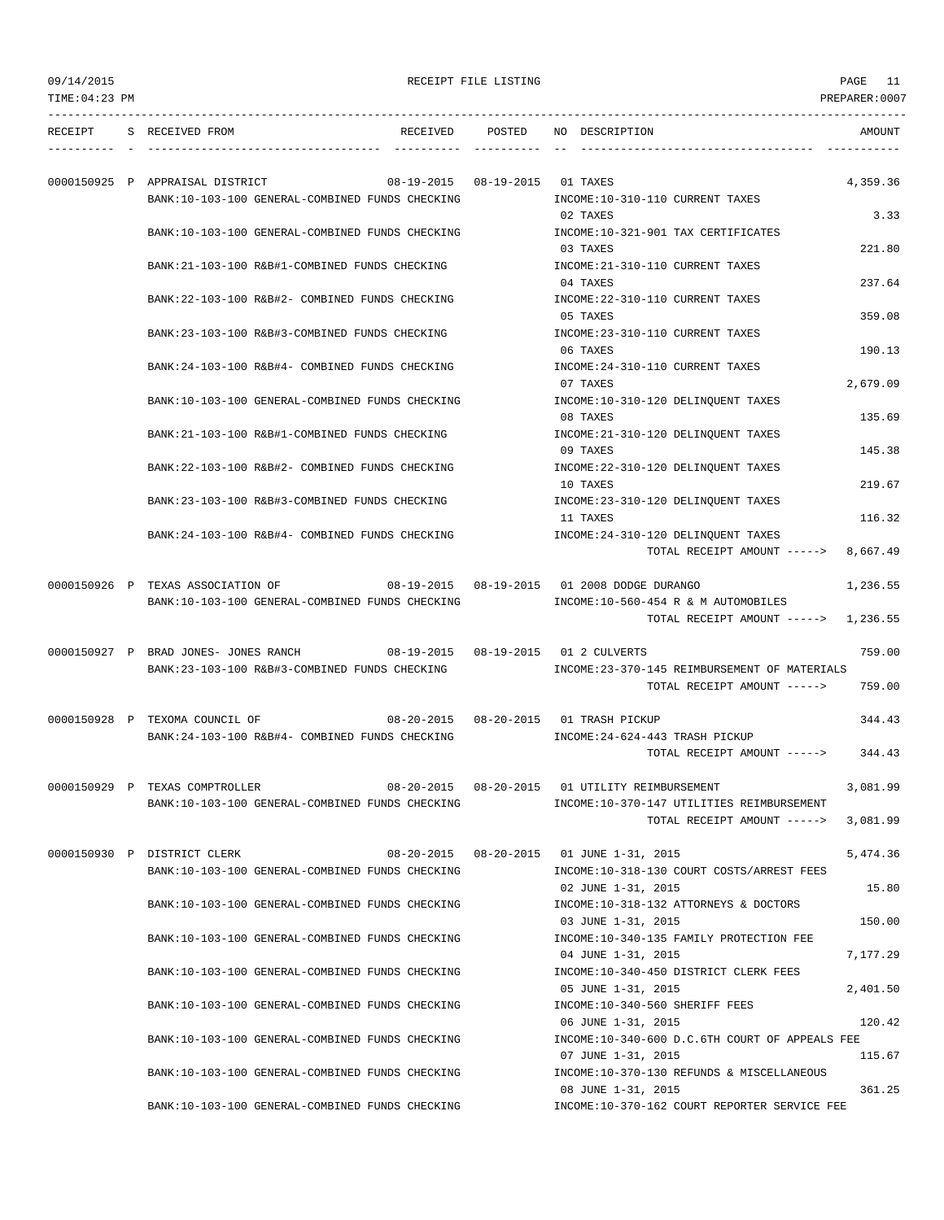09/14/2015 RECEIPT FILE LISTING PAGE 11
TIME:04:23 PM PREPARER:0007

| RECEIPT | S | RECEIVED FROM | RECEIVED | POSTED | NO | DESCRIPTION | AMOUNT |
|---|---|---|---|---|---|---|---|
| 0000150925 | P | APPRAISAL DISTRICT | 08-19-2015 | 08-19-2015 | 01 | TAXES | 4,359.36 |
| | | BANK:10-103-100 GENERAL-COMBINED FUNDS CHECKING | | | | INCOME:10-310-110 CURRENT TAXES | |
| | | | | | 02 | TAXES | 3.33 |
| | | BANK:10-103-100 GENERAL-COMBINED FUNDS CHECKING | | | | INCOME:10-321-901 TAX CERTIFICATES | |
| | | | | | 03 | TAXES | 221.80 |
| | | BANK:21-103-100 R&B#1-COMBINED FUNDS CHECKING | | | | INCOME:21-310-110 CURRENT TAXES | |
| | | | | | 04 | TAXES | 237.64 |
| | | BANK:22-103-100 R&B#2- COMBINED FUNDS CHECKING | | | | INCOME:22-310-110 CURRENT TAXES | |
| | | | | | 05 | TAXES | 359.08 |
| | | BANK:23-103-100 R&B#3-COMBINED FUNDS CHECKING | | | | INCOME:23-310-110 CURRENT TAXES | |
| | | | | | 06 | TAXES | 190.13 |
| | | BANK:24-103-100 R&B#4- COMBINED FUNDS CHECKING | | | | INCOME:24-310-110 CURRENT TAXES | |
| | | | | | 07 | TAXES | 2,679.09 |
| | | BANK:10-103-100 GENERAL-COMBINED FUNDS CHECKING | | | | INCOME:10-310-120 DELINQUENT TAXES | |
| | | | | | 08 | TAXES | 135.69 |
| | | BANK:21-103-100 R&B#1-COMBINED FUNDS CHECKING | | | | INCOME:21-310-120 DELINQUENT TAXES | |
| | | | | | 09 | TAXES | 145.38 |
| | | BANK:22-103-100 R&B#2- COMBINED FUNDS CHECKING | | | | INCOME:22-310-120 DELINQUENT TAXES | |
| | | | | | 10 | TAXES | 219.67 |
| | | BANK:23-103-100 R&B#3-COMBINED FUNDS CHECKING | | | | INCOME:23-310-120 DELINQUENT TAXES | |
| | | | | | 11 | TAXES | 116.32 |
| | | BANK:24-103-100 R&B#4- COMBINED FUNDS CHECKING | | | | INCOME:24-310-120 DELINQUENT TAXES | |
| | | | | | | TOTAL RECEIPT AMOUNT -----> | 8,667.49 |
| 0000150926 | P | TEXAS ASSOCIATION OF | 08-19-2015 | 08-19-2015 | 01 | 2008 DODGE DURANGO | 1,236.55 |
| | | BANK:10-103-100 GENERAL-COMBINED FUNDS CHECKING | | | | INCOME:10-560-454 R & M AUTOMOBILES | |
| | | | | | | TOTAL RECEIPT AMOUNT -----> | 1,236.55 |
| 0000150927 | P | BRAD JONES- JONES RANCH | 08-19-2015 | 08-19-2015 | 01 | 2 CULVERTS | 759.00 |
| | | BANK:23-103-100 R&B#3-COMBINED FUNDS CHECKING | | | | INCOME:23-370-145 REIMBURSEMENT OF MATERIALS | |
| | | | | | | TOTAL RECEIPT AMOUNT -----> | 759.00 |
| 0000150928 | P | TEXOMA COUNCIL OF | 08-20-2015 | 08-20-2015 | 01 | TRASH PICKUP | 344.43 |
| | | BANK:24-103-100 R&B#4- COMBINED FUNDS CHECKING | | | | INCOME:24-624-443 TRASH PICKUP | |
| | | | | | | TOTAL RECEIPT AMOUNT -----> | 344.43 |
| 0000150929 | P | TEXAS COMPTROLLER | 08-20-2015 | 08-20-2015 | 01 | UTILITY REIMBURSEMENT | 3,081.99 |
| | | BANK:10-103-100 GENERAL-COMBINED FUNDS CHECKING | | | | INCOME:10-370-147 UTILITIES REIMBURSEMENT | |
| | | | | | | TOTAL RECEIPT AMOUNT -----> | 3,081.99 |
| 0000150930 | P | DISTRICT CLERK | 08-20-2015 | 08-20-2015 | 01 | JUNE 1-31, 2015 | 5,474.36 |
| | | BANK:10-103-100 GENERAL-COMBINED FUNDS CHECKING | | | | INCOME:10-318-130 COURT COSTS/ARREST FEES | |
| | | | | | 02 | JUNE 1-31, 2015 | 15.80 |
| | | BANK:10-103-100 GENERAL-COMBINED FUNDS CHECKING | | | | INCOME:10-318-132 ATTORNEYS & DOCTORS | |
| | | | | | 03 | JUNE 1-31, 2015 | 150.00 |
| | | BANK:10-103-100 GENERAL-COMBINED FUNDS CHECKING | | | | INCOME:10-340-135 FAMILY PROTECTION FEE | |
| | | | | | 04 | JUNE 1-31, 2015 | 7,177.29 |
| | | BANK:10-103-100 GENERAL-COMBINED FUNDS CHECKING | | | | INCOME:10-340-450 DISTRICT CLERK FEES | |
| | | | | | 05 | JUNE 1-31, 2015 | 2,401.50 |
| | | BANK:10-103-100 GENERAL-COMBINED FUNDS CHECKING | | | | INCOME:10-340-560 SHERIFF FEES | |
| | | | | | 06 | JUNE 1-31, 2015 | 120.42 |
| | | BANK:10-103-100 GENERAL-COMBINED FUNDS CHECKING | | | | INCOME:10-340-600 D.C.6TH COURT OF APPEALS FEE | |
| | | | | | 07 | JUNE 1-31, 2015 | 115.67 |
| | | BANK:10-103-100 GENERAL-COMBINED FUNDS CHECKING | | | | INCOME:10-370-130 REFUNDS & MISCELLANEOUS | |
| | | | | | 08 | JUNE 1-31, 2015 | 361.25 |
| | | BANK:10-103-100 GENERAL-COMBINED FUNDS CHECKING | | | | INCOME:10-370-162 COURT REPORTER SERVICE FEE | |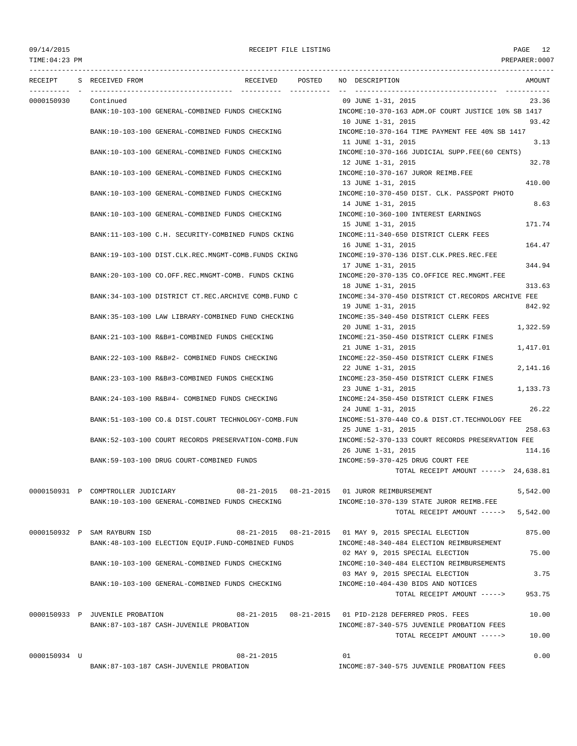09/14/2015 RECEIPT FILE LISTING PAGE 12
TIME:04:23 PM PREPARER:0007

| RECEIPT | S | RECEIVED FROM | RECEIVED | POSTED | NO | DESCRIPTION | AMOUNT |
|---|---|---|---|---|---|---|---|
| 0000150930 | | Continued | | | 09 | JUNE 1-31, 2015 | 23.36 |
| | | BANK:10-103-100 GENERAL-COMBINED FUNDS CHECKING | | | | INCOME:10-370-163 ADM.OF COURT JUSTICE 10% SB 1417 | |
| | | | | | 10 | JUNE 1-31, 2015 | 93.42 |
| | | BANK:10-103-100 GENERAL-COMBINED FUNDS CHECKING | | | | INCOME:10-370-164 TIME PAYMENT FEE 40% SB 1417 | |
| | | | | | 11 | JUNE 1-31, 2015 | 3.13 |
| | | BANK:10-103-100 GENERAL-COMBINED FUNDS CHECKING | | | | INCOME:10-370-166 JUDICIAL SUPP.FEE(60 CENTS) | |
| | | | | | 12 | JUNE 1-31, 2015 | 32.78 |
| | | BANK:10-103-100 GENERAL-COMBINED FUNDS CHECKING | | | | INCOME:10-370-167 JUROR REIMB.FEE | |
| | | | | | 13 | JUNE 1-31, 2015 | 410.00 |
| | | BANK:10-103-100 GENERAL-COMBINED FUNDS CHECKING | | | | INCOME:10-370-450 DIST. CLK. PASSPORT PHOTO | |
| | | | | | 14 | JUNE 1-31, 2015 | 8.63 |
| | | BANK:10-103-100 GENERAL-COMBINED FUNDS CHECKING | | | | INCOME:10-360-100 INTEREST EARNINGS | |
| | | | | | 15 | JUNE 1-31, 2015 | 171.74 |
| | | BANK:11-103-100 C.H. SECURITY-COMBINED FUNDS CKING | | | | INCOME:11-340-650 DISTRICT CLERK FEES | |
| | | | | | 16 | JUNE 1-31, 2015 | 164.47 |
| | | BANK:19-103-100 DIST.CLK.REC.MNGMT-COMB.FUNDS CKING | | | | INCOME:19-370-136 DIST.CLK.PRES.REC.FEE | |
| | | | | | 17 | JUNE 1-31, 2015 | 344.94 |
| | | BANK:20-103-100 CO.OFF.REC.MNGMT-COMB. FUNDS CKING | | | | INCOME:20-370-135 CO.OFFICE REC.MNGMT.FEE | |
| | | | | | 18 | JUNE 1-31, 2015 | 313.63 |
| | | BANK:34-103-100 DISTRICT CT.REC.ARCHIVE COMB.FUND C | | | | INCOME:34-370-450 DISTRICT CT.RECORDS ARCHIVE FEE | |
| | | | | | 19 | JUNE 1-31, 2015 | 842.92 |
| | | BANK:35-103-100 LAW LIBRARY-COMBINED FUND CHECKING | | | | INCOME:35-340-450 DISTRICT CLERK FEES | |
| | | | | | 20 | JUNE 1-31, 2015 | 1,322.59 |
| | | BANK:21-103-100 R&B#1-COMBINED FUNDS CHECKING | | | | INCOME:21-350-450 DISTRICT CLERK FINES | |
| | | | | | 21 | JUNE 1-31, 2015 | 1,417.01 |
| | | BANK:22-103-100 R&B#2- COMBINED FUNDS CHECKING | | | | INCOME:22-350-450 DISTRICT CLERK FINES | |
| | | | | | 22 | JUNE 1-31, 2015 | 2,141.16 |
| | | BANK:23-103-100 R&B#3-COMBINED FUNDS CHECKING | | | | INCOME:23-350-450 DISTRICT CLERK FINES | |
| | | | | | 23 | JUNE 1-31, 2015 | 1,133.73 |
| | | BANK:24-103-100 R&B#4- COMBINED FUNDS CHECKING | | | | INCOME:24-350-450 DISTRICT CLERK FINES | |
| | | | | | 24 | JUNE 1-31, 2015 | 26.22 |
| | | BANK:51-103-100 CO.& DIST.COURT TECHNOLOGY-COMB.FUN | | | | INCOME:51-370-440 CO.& DIST.CT.TECHNOLOGY FEE | |
| | | | | | 25 | JUNE 1-31, 2015 | 258.63 |
| | | BANK:52-103-100 COURT RECORDS PRESERVATION-COMB.FUN | | | | INCOME:52-370-133 COURT RECORDS PRESERVATION FEE | |
| | | | | | 26 | JUNE 1-31, 2015 | 114.16 |
| | | BANK:59-103-100 DRUG COURT-COMBINED FUNDS | | | | INCOME:59-370-425 DRUG COURT FEE | |
| | | | | | | TOTAL RECEIPT AMOUNT -----> | 24,638.81 |
| 0000150931 | P | COMPTROLLER JUDICIARY | 08-21-2015 | 08-21-2015 | 01 | JUROR REIMBURSEMENT | 5,542.00 |
| | | BANK:10-103-100 GENERAL-COMBINED FUNDS CHECKING | | | | INCOME:10-370-139 STATE JUROR REIMB.FEE | |
| | | | | | | TOTAL RECEIPT AMOUNT -----> | 5,542.00 |
| 0000150932 | P | SAM RAYBURN ISD | 08-21-2015 | 08-21-2015 | 01 | MAY 9, 2015 SPECIAL ELECTION | 875.00 |
| | | BANK:48-103-100 ELECTION EQUIP.FUND-COMBINED FUNDS | | | | INCOME:48-340-484 ELECTION REIMBURSEMENT | |
| | | | | | 02 | MAY 9, 2015 SPECIAL ELECTION | 75.00 |
| | | BANK:10-103-100 GENERAL-COMBINED FUNDS CHECKING | | | | INCOME:10-340-484 ELECTION REIMBURSEMENTS | |
| | | | | | 03 | MAY 9, 2015 SPECIAL ELECTION | 3.75 |
| | | BANK:10-103-100 GENERAL-COMBINED FUNDS CHECKING | | | | INCOME:10-404-430 BIDS AND NOTICES | |
| | | | | | | TOTAL RECEIPT AMOUNT -----> | 953.75 |
| 0000150933 | P | JUVENILE PROBATION | 08-21-2015 | 08-21-2015 | 01 | PID-2128 DEFERRED PROS. FEES | 10.00 |
| | | BANK:87-103-187 CASH-JUVENILE PROBATION | | | | INCOME:87-340-575 JUVENILE PROBATION FEES | |
| | | | | | | TOTAL RECEIPT AMOUNT -----> | 10.00 |
| 0000150934 | U | | 08-21-2015 | | 01 | | 0.00 |
| | | BANK:87-103-187 CASH-JUVENILE PROBATION | | | | INCOME:87-340-575 JUVENILE PROBATION FEES | |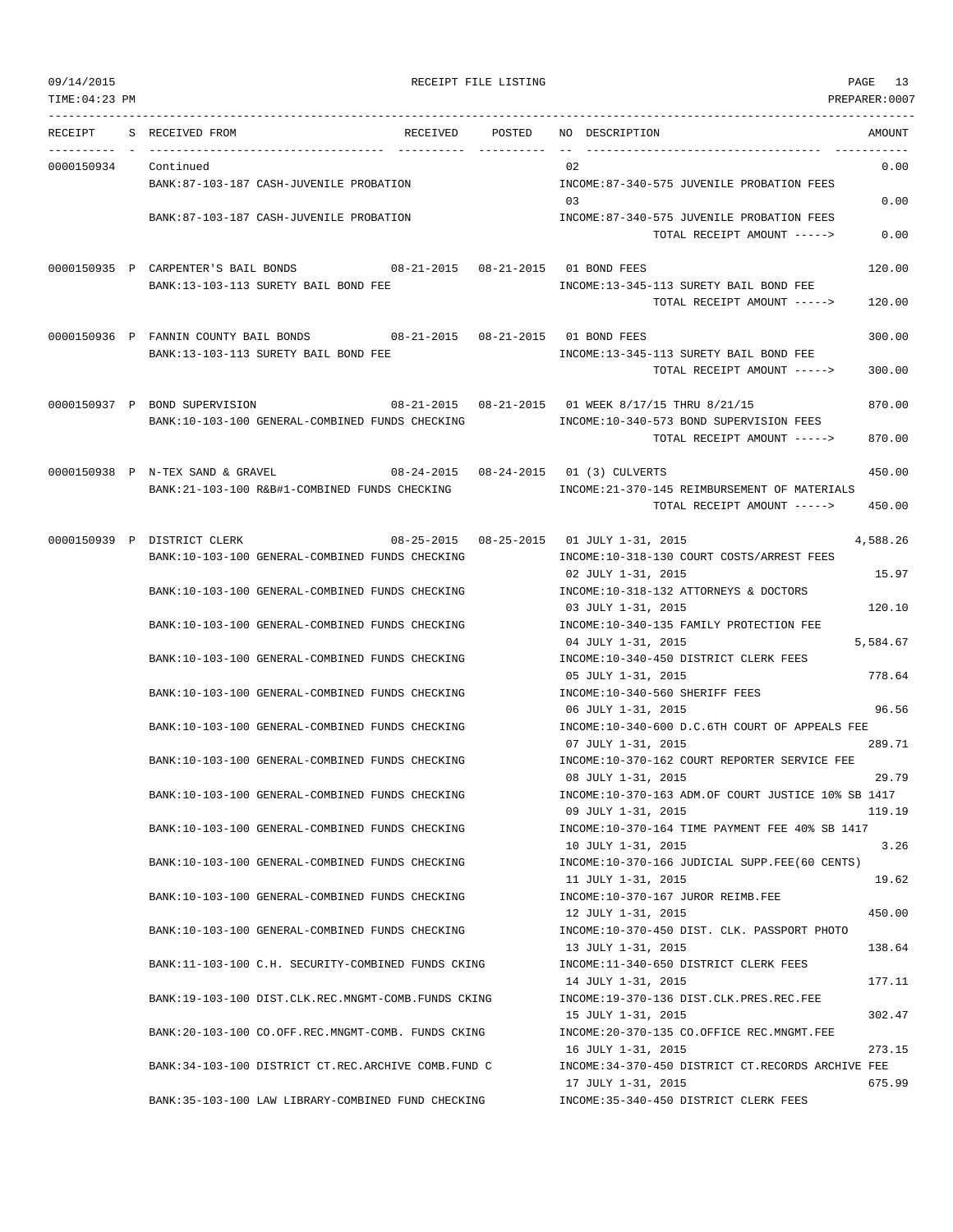| RECEIPT | S | RECEIVED FROM | RECEIVED | POSTED | NO | DESCRIPTION | AMOUNT |
|---|---|---|---|---|---|---|---|
| 0000150934 | | Continued | | | 02 | | 0.00 |
| | | BANK:87-103-187 CASH-JUVENILE PROBATION | | | | INCOME:87-340-575 JUVENILE PROBATION FEES | |
| | | | | | 03 | | 0.00 |
| | | BANK:87-103-187 CASH-JUVENILE PROBATION | | | | INCOME:87-340-575 JUVENILE PROBATION FEES | |
| | | | | | | TOTAL RECEIPT AMOUNT -----> | 0.00 |
| 0000150935 | P | CARPENTER'S BAIL BONDS | 08-21-2015 | 08-21-2015 | 01 | BOND FEES | 120.00 |
| | | BANK:13-103-113 SURETY BAIL BOND FEE | | | | INCOME:13-345-113 SURETY BAIL BOND FEE | |
| | | | | | | TOTAL RECEIPT AMOUNT -----> | 120.00 |
| 0000150936 | P | FANNIN COUNTY BAIL BONDS | 08-21-2015 | 08-21-2015 | 01 | BOND FEES | 300.00 |
| | | BANK:13-103-113 SURETY BAIL BOND FEE | | | | INCOME:13-345-113 SURETY BAIL BOND FEE | |
| | | | | | | TOTAL RECEIPT AMOUNT -----> | 300.00 |
| 0000150937 | P | BOND SUPERVISION | 08-21-2015 | 08-21-2015 | 01 | WEEK 8/17/15 THRU 8/21/15 | 870.00 |
| | | BANK:10-103-100 GENERAL-COMBINED FUNDS CHECKING | | | | INCOME:10-340-573 BOND SUPERVISION FEES | |
| | | | | | | TOTAL RECEIPT AMOUNT -----> | 870.00 |
| 0000150938 | P | N-TEX SAND & GRAVEL | 08-24-2015 | 08-24-2015 | 01 | (3) CULVERTS | 450.00 |
| | | BANK:21-103-100 R&B#1-COMBINED FUNDS CHECKING | | | | INCOME:21-370-145 REIMBURSEMENT OF MATERIALS | |
| | | | | | | TOTAL RECEIPT AMOUNT -----> | 450.00 |
| 0000150939 | P | DISTRICT CLERK | 08-25-2015 | 08-25-2015 | 01 | JULY 1-31, 2015 | 4,588.26 |
| | | BANK:10-103-100 GENERAL-COMBINED FUNDS CHECKING | | | | INCOME:10-318-130 COURT COSTS/ARREST FEES | |
| | | | | | 02 | JULY 1-31, 2015 | 15.97 |
| | | BANK:10-103-100 GENERAL-COMBINED FUNDS CHECKING | | | | INCOME:10-318-132 ATTORNEYS & DOCTORS | |
| | | | | | 03 | JULY 1-31, 2015 | 120.10 |
| | | BANK:10-103-100 GENERAL-COMBINED FUNDS CHECKING | | | | INCOME:10-340-135 FAMILY PROTECTION FEE | |
| | | | | | 04 | JULY 1-31, 2015 | 5,584.67 |
| | | BANK:10-103-100 GENERAL-COMBINED FUNDS CHECKING | | | | INCOME:10-340-450 DISTRICT CLERK FEES | |
| | | | | | 05 | JULY 1-31, 2015 | 778.64 |
| | | BANK:10-103-100 GENERAL-COMBINED FUNDS CHECKING | | | | INCOME:10-340-560 SHERIFF FEES | |
| | | | | | 06 | JULY 1-31, 2015 | 96.56 |
| | | BANK:10-103-100 GENERAL-COMBINED FUNDS CHECKING | | | | INCOME:10-340-600 D.C.6TH COURT OF APPEALS FEE | |
| | | | | | 07 | JULY 1-31, 2015 | 289.71 |
| | | BANK:10-103-100 GENERAL-COMBINED FUNDS CHECKING | | | | INCOME:10-370-162 COURT REPORTER SERVICE FEE | |
| | | | | | 08 | JULY 1-31, 2015 | 29.79 |
| | | BANK:10-103-100 GENERAL-COMBINED FUNDS CHECKING | | | | INCOME:10-370-163 ADM.OF COURT JUSTICE 10% SB 1417 | |
| | | | | | 09 | JULY 1-31, 2015 | 119.19 |
| | | BANK:10-103-100 GENERAL-COMBINED FUNDS CHECKING | | | | INCOME:10-370-164 TIME PAYMENT FEE 40% SB 1417 | |
| | | | | | 10 | JULY 1-31, 2015 | 3.26 |
| | | BANK:10-103-100 GENERAL-COMBINED FUNDS CHECKING | | | | INCOME:10-370-166 JUDICIAL SUPP.FEE(60 CENTS) | |
| | | | | | 11 | JULY 1-31, 2015 | 19.62 |
| | | BANK:10-103-100 GENERAL-COMBINED FUNDS CHECKING | | | | INCOME:10-370-167 JUROR REIMB.FEE | |
| | | | | | 12 | JULY 1-31, 2015 | 450.00 |
| | | BANK:10-103-100 GENERAL-COMBINED FUNDS CHECKING | | | | INCOME:10-370-450 DIST. CLK. PASSPORT PHOTO | |
| | | | | | 13 | JULY 1-31, 2015 | 138.64 |
| | | BANK:11-103-100 C.H. SECURITY-COMBINED FUNDS CKING | | | | INCOME:11-340-650 DISTRICT CLERK FEES | |
| | | | | | 14 | JULY 1-31, 2015 | 177.11 |
| | | BANK:19-103-100 DIST.CLK.REC.MNGMT-COMB.FUNDS CKING | | | | INCOME:19-370-136 DIST.CLK.PRES.REC.FEE | |
| | | | | | 15 | JULY 1-31, 2015 | 302.47 |
| | | BANK:20-103-100 CO.OFF.REC.MNGMT-COMB. FUNDS CKING | | | | INCOME:20-370-135 CO.OFFICE REC.MNGMT.FEE | |
| | | | | | 16 | JULY 1-31, 2015 | 273.15 |
| | | BANK:34-103-100 DISTRICT CT.REC.ARCHIVE COMB.FUND C | | | | INCOME:34-370-450 DISTRICT CT.RECORDS ARCHIVE FEE | |
| | | | | | 17 | JULY 1-31, 2015 | 675.99 |
| | | BANK:35-103-100 LAW LIBRARY-COMBINED FUND CHECKING | | | | INCOME:35-340-450 DISTRICT CLERK FEES | |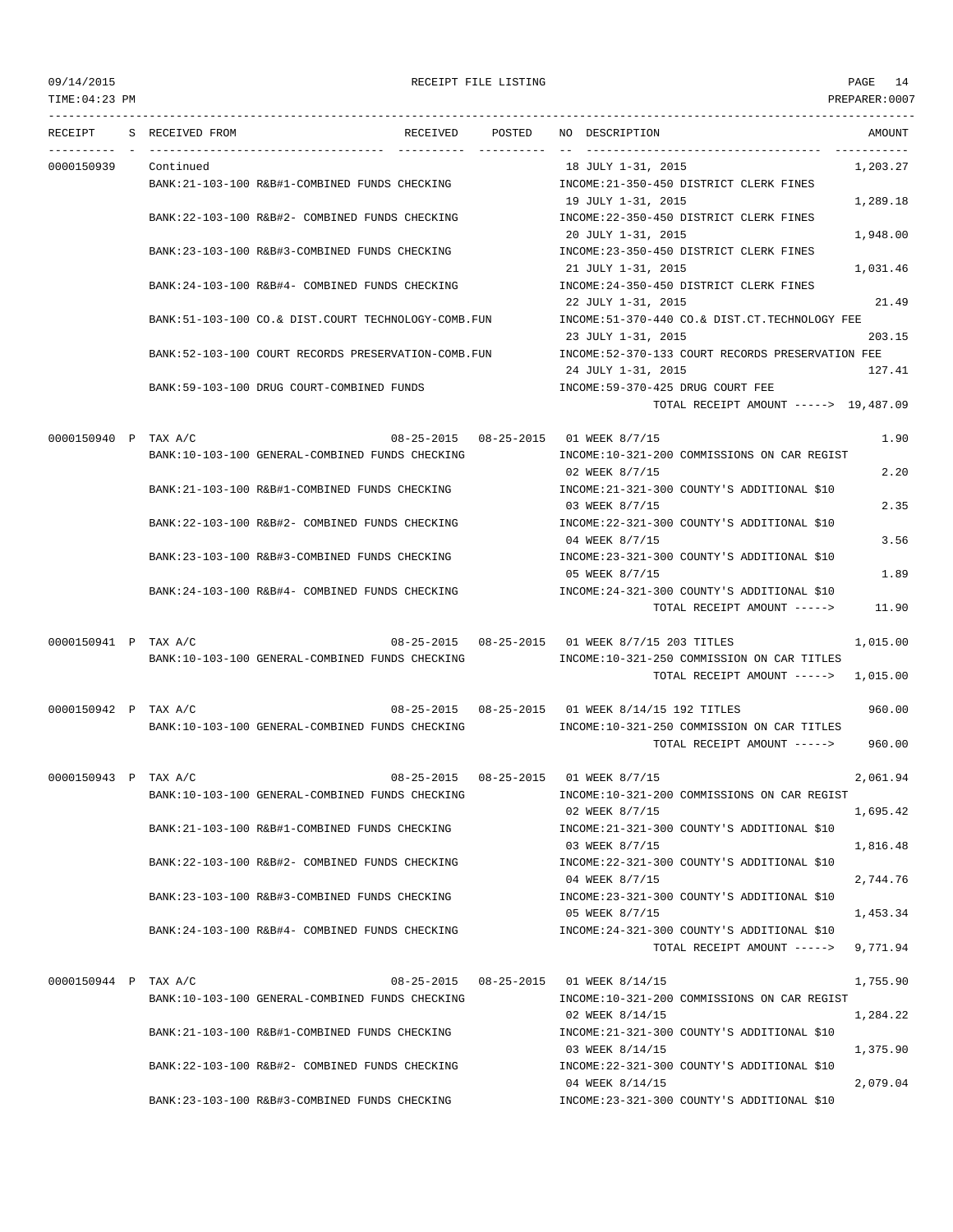| RECEIPT | S | RECEIVED FROM | RECEIVED | POSTED | NO | DESCRIPTION | AMOUNT |
|---|---|---|---|---|---|---|---|
| 0000150939 | | Continued | | | 18 | JULY 1-31, 2015 | 1,203.27 |
| | | BANK:21-103-100 R&B#1-COMBINED FUNDS CHECKING | | | | INCOME:21-350-450 DISTRICT CLERK FINES | |
| | | | | | 19 | JULY 1-31, 2015 | 1,289.18 |
| | | BANK:22-103-100 R&B#2- COMBINED FUNDS CHECKING | | | | INCOME:22-350-450 DISTRICT CLERK FINES | |
| | | | | | 20 | JULY 1-31, 2015 | 1,948.00 |
| | | BANK:23-103-100 R&B#3-COMBINED FUNDS CHECKING | | | | INCOME:23-350-450 DISTRICT CLERK FINES | |
| | | | | | 21 | JULY 1-31, 2015 | 1,031.46 |
| | | BANK:24-103-100 R&B#4- COMBINED FUNDS CHECKING | | | | INCOME:24-350-450 DISTRICT CLERK FINES | |
| | | | | | 22 | JULY 1-31, 2015 | 21.49 |
| | | BANK:51-103-100 CO.& DIST.COURT TECHNOLOGY-COMB.FUN | | | | INCOME:51-370-440 CO.& DIST.CT.TECHNOLOGY FEE | |
| | | | | | 23 | JULY 1-31, 2015 | 203.15 |
| | | BANK:52-103-100 COURT RECORDS PRESERVATION-COMB.FUN | | | | INCOME:52-370-133 COURT RECORDS PRESERVATION FEE | |
| | | | | | 24 | JULY 1-31, 2015 | 127.41 |
| | | BANK:59-103-100 DRUG COURT-COMBINED FUNDS | | | | INCOME:59-370-425 DRUG COURT FEE | |
| | | | | | | TOTAL RECEIPT AMOUNT -----> | 19,487.09 |
| 0000150940 | P | TAX A/C | 08-25-2015 | 08-25-2015 | 01 | WEEK 8/7/15 | 1.90 |
| | | BANK:10-103-100 GENERAL-COMBINED FUNDS CHECKING | | | | INCOME:10-321-200 COMMISSIONS ON CAR REGIST | |
| | | | | | 02 | WEEK 8/7/15 | 2.20 |
| | | BANK:21-103-100 R&B#1-COMBINED FUNDS CHECKING | | | | INCOME:21-321-300 COUNTY'S ADDITIONAL $10 | |
| | | | | | 03 | WEEK 8/7/15 | 2.35 |
| | | BANK:22-103-100 R&B#2- COMBINED FUNDS CHECKING | | | | INCOME:22-321-300 COUNTY'S ADDITIONAL $10 | |
| | | | | | 04 | WEEK 8/7/15 | 3.56 |
| | | BANK:23-103-100 R&B#3-COMBINED FUNDS CHECKING | | | | INCOME:23-321-300 COUNTY'S ADDITIONAL $10 | |
| | | | | | 05 | WEEK 8/7/15 | 1.89 |
| | | BANK:24-103-100 R&B#4- COMBINED FUNDS CHECKING | | | | INCOME:24-321-300 COUNTY'S ADDITIONAL $10 | |
| | | | | | | TOTAL RECEIPT AMOUNT -----> | 11.90 |
| 0000150941 | P | TAX A/C | 08-25-2015 | 08-25-2015 | 01 | WEEK 8/7/15 203 TITLES | 1,015.00 |
| | | BANK:10-103-100 GENERAL-COMBINED FUNDS CHECKING | | | | INCOME:10-321-250 COMMISSION ON CAR TITLES | |
| | | | | | | TOTAL RECEIPT AMOUNT -----> | 1,015.00 |
| 0000150942 | P | TAX A/C | 08-25-2015 | 08-25-2015 | 01 | WEEK 8/14/15 192 TITLES | 960.00 |
| | | BANK:10-103-100 GENERAL-COMBINED FUNDS CHECKING | | | | INCOME:10-321-250 COMMISSION ON CAR TITLES | |
| | | | | | | TOTAL RECEIPT AMOUNT -----> | 960.00 |
| 0000150943 | P | TAX A/C | 08-25-2015 | 08-25-2015 | 01 | WEEK 8/7/15 | 2,061.94 |
| | | BANK:10-103-100 GENERAL-COMBINED FUNDS CHECKING | | | | INCOME:10-321-200 COMMISSIONS ON CAR REGIST | |
| | | | | | 02 | WEEK 8/7/15 | 1,695.42 |
| | | BANK:21-103-100 R&B#1-COMBINED FUNDS CHECKING | | | | INCOME:21-321-300 COUNTY'S ADDITIONAL $10 | |
| | | | | | 03 | WEEK 8/7/15 | 1,816.48 |
| | | BANK:22-103-100 R&B#2- COMBINED FUNDS CHECKING | | | | INCOME:22-321-300 COUNTY'S ADDITIONAL $10 | |
| | | | | | 04 | WEEK 8/7/15 | 2,744.76 |
| | | BANK:23-103-100 R&B#3-COMBINED FUNDS CHECKING | | | | INCOME:23-321-300 COUNTY'S ADDITIONAL $10 | |
| | | | | | 05 | WEEK 8/7/15 | 1,453.34 |
| | | BANK:24-103-100 R&B#4- COMBINED FUNDS CHECKING | | | | INCOME:24-321-300 COUNTY'S ADDITIONAL $10 | |
| | | | | | | TOTAL RECEIPT AMOUNT -----> | 9,771.94 |
| 0000150944 | P | TAX A/C | 08-25-2015 | 08-25-2015 | 01 | WEEK 8/14/15 | 1,755.90 |
| | | BANK:10-103-100 GENERAL-COMBINED FUNDS CHECKING | | | | INCOME:10-321-200 COMMISSIONS ON CAR REGIST | |
| | | | | | 02 | WEEK 8/14/15 | 1,284.22 |
| | | BANK:21-103-100 R&B#1-COMBINED FUNDS CHECKING | | | | INCOME:21-321-300 COUNTY'S ADDITIONAL $10 | |
| | | | | | 03 | WEEK 8/14/15 | 1,375.90 |
| | | BANK:22-103-100 R&B#2- COMBINED FUNDS CHECKING | | | | INCOME:22-321-300 COUNTY'S ADDITIONAL $10 | |
| | | | | | 04 | WEEK 8/14/15 | 2,079.04 |
| | | BANK:23-103-100 R&B#3-COMBINED FUNDS CHECKING | | | | INCOME:23-321-300 COUNTY'S ADDITIONAL $10 | |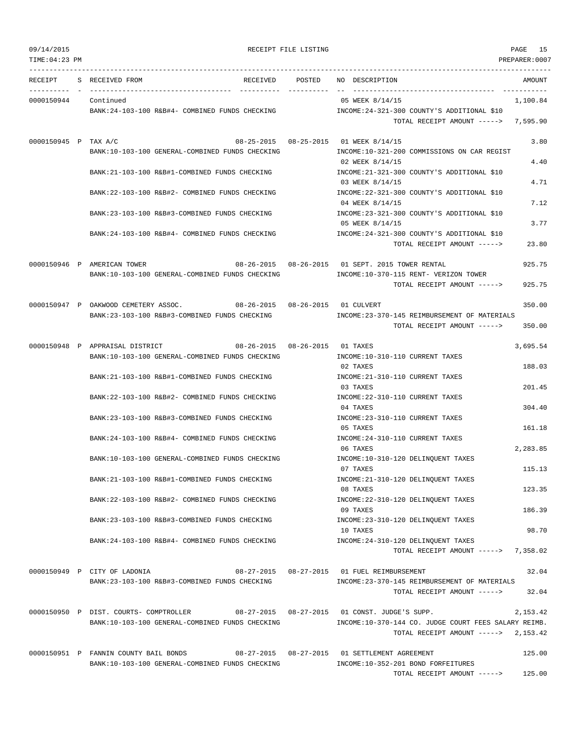09/14/2015 RECEIPT FILE LISTING PAGE 15
TIME:04:23 PM PREPARER:0007

| RECEIPT | S | RECEIVED FROM | RECEIVED | POSTED | NO | DESCRIPTION | AMOUNT |
|---|---|---|---|---|---|---|---|
| 0000150944 | | Continued | | | 05 | WEEK 8/14/15 | 1,100.84 |
| | | BANK:24-103-100 R&B#4- COMBINED FUNDS CHECKING | | | | INCOME:24-321-300 COUNTY'S ADDITIONAL $10 | |
| | | | | | | TOTAL RECEIPT AMOUNT -----> | 7,595.90 |
| 0000150945 | P | TAX A/C | 08-25-2015 | 08-25-2015 | 01 | WEEK 8/14/15 | 3.80 |
| | | BANK:10-103-100 GENERAL-COMBINED FUNDS CHECKING | | | | INCOME:10-321-200 COMMISSIONS ON CAR REGIST | |
| | | | | | 02 | WEEK 8/14/15 | 4.40 |
| | | BANK:21-103-100 R&B#1-COMBINED FUNDS CHECKING | | | | INCOME:21-321-300 COUNTY'S ADDITIONAL $10 | |
| | | | | | 03 | WEEK 8/14/15 | 4.71 |
| | | BANK:22-103-100 R&B#2- COMBINED FUNDS CHECKING | | | | INCOME:22-321-300 COUNTY'S ADDITIONAL $10 | |
| | | | | | 04 | WEEK 8/14/15 | 7.12 |
| | | BANK:23-103-100 R&B#3-COMBINED FUNDS CHECKING | | | | INCOME:23-321-300 COUNTY'S ADDITIONAL $10 | |
| | | | | | 05 | WEEK 8/14/15 | 3.77 |
| | | BANK:24-103-100 R&B#4- COMBINED FUNDS CHECKING | | | | INCOME:24-321-300 COUNTY'S ADDITIONAL $10 | |
| | | | | | | TOTAL RECEIPT AMOUNT -----> | 23.80 |
| 0000150946 | P | AMERICAN TOWER | 08-26-2015 | 08-26-2015 | 01 | SEPT. 2015 TOWER RENTAL | 925.75 |
| | | BANK:10-103-100 GENERAL-COMBINED FUNDS CHECKING | | | | INCOME:10-370-115 RENT- VERIZON TOWER | |
| | | | | | | TOTAL RECEIPT AMOUNT -----> | 925.75 |
| 0000150947 | P | OAKWOOD CEMETERY ASSOC. | 08-26-2015 | 08-26-2015 | 01 | CULVERT | 350.00 |
| | | BANK:23-103-100 R&B#3-COMBINED FUNDS CHECKING | | | | INCOME:23-370-145 REIMBURSEMENT OF MATERIALS | |
| | | | | | | TOTAL RECEIPT AMOUNT -----> | 350.00 |
| 0000150948 | P | APPRAISAL DISTRICT | 08-26-2015 | 08-26-2015 | 01 | TAXES | 3,695.54 |
| | | BANK:10-103-100 GENERAL-COMBINED FUNDS CHECKING | | | | INCOME:10-310-110 CURRENT TAXES | |
| | | | | | 02 | TAXES | 188.03 |
| | | BANK:21-103-100 R&B#1-COMBINED FUNDS CHECKING | | | | INCOME:21-310-110 CURRENT TAXES | |
| | | | | | 03 | TAXES | 201.45 |
| | | BANK:22-103-100 R&B#2- COMBINED FUNDS CHECKING | | | | INCOME:22-310-110 CURRENT TAXES | |
| | | | | | 04 | TAXES | 304.40 |
| | | BANK:23-103-100 R&B#3-COMBINED FUNDS CHECKING | | | | INCOME:23-310-110 CURRENT TAXES | |
| | | | | | 05 | TAXES | 161.18 |
| | | BANK:24-103-100 R&B#4- COMBINED FUNDS CHECKING | | | | INCOME:24-310-110 CURRENT TAXES | |
| | | | | | 06 | TAXES | 2,283.85 |
| | | BANK:10-103-100 GENERAL-COMBINED FUNDS CHECKING | | | | INCOME:10-310-120 DELINQUENT TAXES | |
| | | | | | 07 | TAXES | 115.13 |
| | | BANK:21-103-100 R&B#1-COMBINED FUNDS CHECKING | | | | INCOME:21-310-120 DELINQUENT TAXES | |
| | | | | | 08 | TAXES | 123.35 |
| | | BANK:22-103-100 R&B#2- COMBINED FUNDS CHECKING | | | | INCOME:22-310-120 DELINQUENT TAXES | |
| | | | | | 09 | TAXES | 186.39 |
| | | BANK:23-103-100 R&B#3-COMBINED FUNDS CHECKING | | | | INCOME:23-310-120 DELINQUENT TAXES | |
| | | | | | 10 | TAXES | 98.70 |
| | | BANK:24-103-100 R&B#4- COMBINED FUNDS CHECKING | | | | INCOME:24-310-120 DELINQUENT TAXES | |
| | | | | | | TOTAL RECEIPT AMOUNT -----> | 7,358.02 |
| 0000150949 | P | CITY OF LADONIA | 08-27-2015 | 08-27-2015 | 01 | FUEL REIMBURSEMENT | 32.04 |
| | | BANK:23-103-100 R&B#3-COMBINED FUNDS CHECKING | | | | INCOME:23-370-145 REIMBURSEMENT OF MATERIALS | |
| | | | | | | TOTAL RECEIPT AMOUNT -----> | 32.04 |
| 0000150950 | P | DIST. COURTS- COMPTROLLER | 08-27-2015 | 08-27-2015 | 01 | CONST. JUDGE'S SUPP. | 2,153.42 |
| | | BANK:10-103-100 GENERAL-COMBINED FUNDS CHECKING | | | | INCOME:10-370-144 CO. JUDGE COURT FEES SALARY REIMB. | |
| | | | | | | TOTAL RECEIPT AMOUNT -----> | 2,153.42 |
| 0000150951 | P | FANNIN COUNTY BAIL BONDS | 08-27-2015 | 08-27-2015 | 01 | SETTLEMENT AGREEMENT | 125.00 |
| | | BANK:10-103-100 GENERAL-COMBINED FUNDS CHECKING | | | | INCOME:10-352-201 BOND FORFEITURES | |
| | | | | | | TOTAL RECEIPT AMOUNT -----> | 125.00 |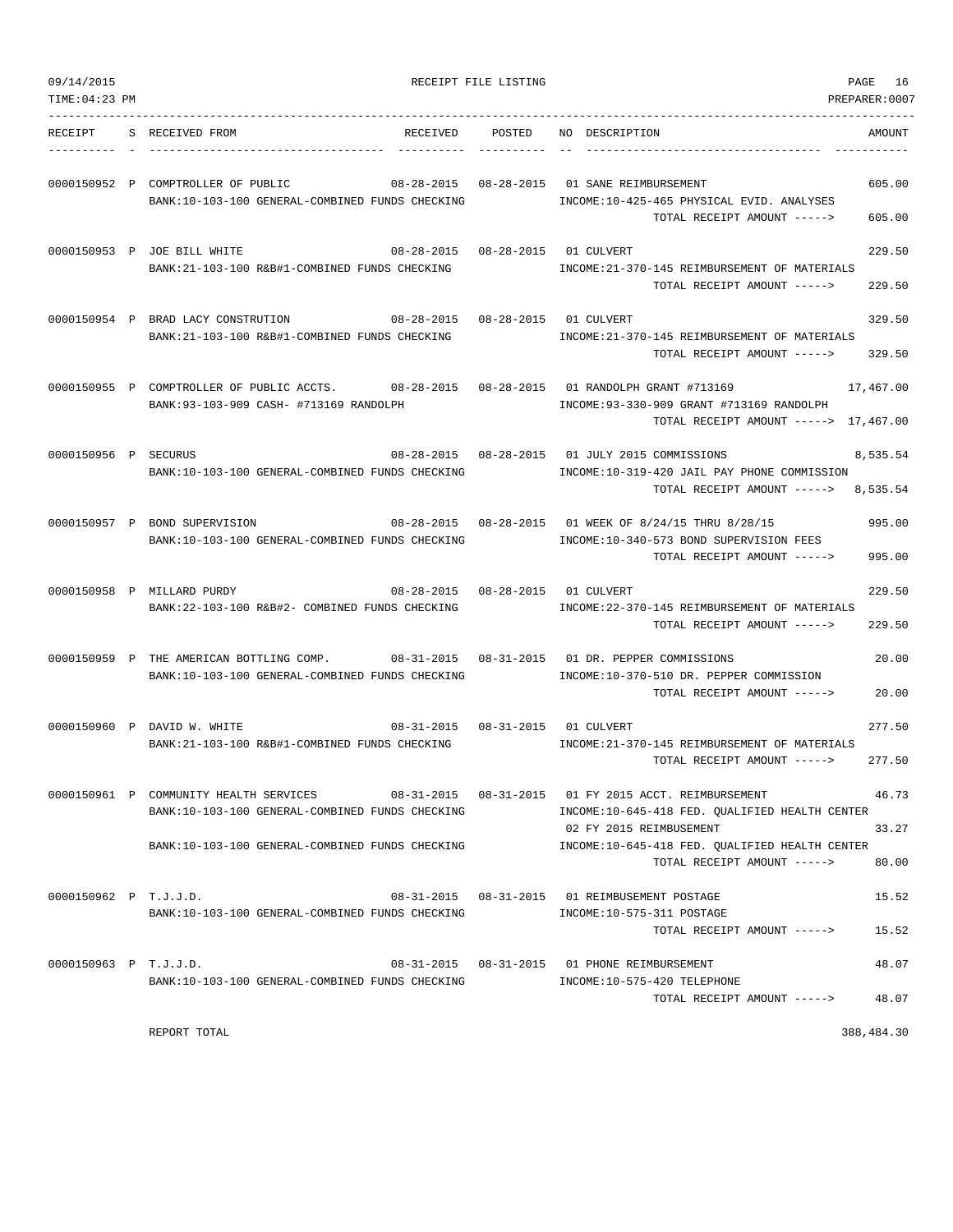RECEIPT FILE LISTING

| RECEIPT | S | RECEIVED FROM | RECEIVED | POSTED | NO | DESCRIPTION | AMOUNT |
|---|---|---|---|---|---|---|---|
| 0000150952 | P | COMPTROLLER OF PUBLIC | 08-28-2015 | 08-28-2015 | 01 | SANE REIMBURSEMENT | 605.00 |
| | | BANK:10-103-100 GENERAL-COMBINED FUNDS CHECKING | | | | INCOME:10-425-465 PHYSICAL EVID. ANALYSES | |
| | | | | | | TOTAL RECEIPT AMOUNT -----> | 605.00 |
| 0000150953 | P | JOE BILL WHITE | 08-28-2015 | 08-28-2015 | 01 | CULVERT | 229.50 |
| | | BANK:21-103-100 R&B#1-COMBINED FUNDS CHECKING | | | | INCOME:21-370-145 REIMBURSEMENT OF MATERIALS | |
| | | | | | | TOTAL RECEIPT AMOUNT -----> | 229.50 |
| 0000150954 | P | BRAD LACY CONSTRUTION | 08-28-2015 | 08-28-2015 | 01 | CULVERT | 329.50 |
| | | BANK:21-103-100 R&B#1-COMBINED FUNDS CHECKING | | | | INCOME:21-370-145 REIMBURSEMENT OF MATERIALS | |
| | | | | | | TOTAL RECEIPT AMOUNT -----> | 329.50 |
| 0000150955 | P | COMPTROLLER OF PUBLIC ACCTS. | 08-28-2015 | 08-28-2015 | 01 | RANDOLPH GRANT #713169 | 17,467.00 |
| | | BANK:93-103-909 CASH- #713169 RANDOLPH | | | | INCOME:93-330-909 GRANT #713169 RANDOLPH | |
| | | | | | | TOTAL RECEIPT AMOUNT -----> | 17,467.00 |
| 0000150956 | P | SECURUS | 08-28-2015 | 08-28-2015 | 01 | JULY 2015 COMMISSIONS | 8,535.54 |
| | | BANK:10-103-100 GENERAL-COMBINED FUNDS CHECKING | | | | INCOME:10-319-420 JAIL PAY PHONE COMMISSION | |
| | | | | | | TOTAL RECEIPT AMOUNT -----> | 8,535.54 |
| 0000150957 | P | BOND SUPERVISION | 08-28-2015 | 08-28-2015 | 01 | WEEK OF 8/24/15 THRU 8/28/15 | 995.00 |
| | | BANK:10-103-100 GENERAL-COMBINED FUNDS CHECKING | | | | INCOME:10-340-573 BOND SUPERVISION FEES | |
| | | | | | | TOTAL RECEIPT AMOUNT -----> | 995.00 |
| 0000150958 | P | MILLARD PURDY | 08-28-2015 | 08-28-2015 | 01 | CULVERT | 229.50 |
| | | BANK:22-103-100 R&B#2- COMBINED FUNDS CHECKING | | | | INCOME:22-370-145 REIMBURSEMENT OF MATERIALS | |
| | | | | | | TOTAL RECEIPT AMOUNT -----> | 229.50 |
| 0000150959 | P | THE AMERICAN BOTTLING COMP. | 08-31-2015 | 08-31-2015 | 01 | DR. PEPPER COMMISSIONS | 20.00 |
| | | BANK:10-103-100 GENERAL-COMBINED FUNDS CHECKING | | | | INCOME:10-370-510 DR. PEPPER COMMISSION | |
| | | | | | | TOTAL RECEIPT AMOUNT -----> | 20.00 |
| 0000150960 | P | DAVID W. WHITE | 08-31-2015 | 08-31-2015 | 01 | CULVERT | 277.50 |
| | | BANK:21-103-100 R&B#1-COMBINED FUNDS CHECKING | | | | INCOME:21-370-145 REIMBURSEMENT OF MATERIALS | |
| | | | | | | TOTAL RECEIPT AMOUNT -----> | 277.50 |
| 0000150961 | P | COMMUNITY HEALTH SERVICES | 08-31-2015 | 08-31-2015 | 01 | FY 2015 ACCT. REIMBURSEMENT | 46.73 |
| | | BANK:10-103-100 GENERAL-COMBINED FUNDS CHECKING | | | | INCOME:10-645-418 FED. QUALIFIED HEALTH CENTER | |
| | | | | | 02 | FY 2015 REIMBUSEMENT | 33.27 |
| | | BANK:10-103-100 GENERAL-COMBINED FUNDS CHECKING | | | | INCOME:10-645-418 FED. QUALIFIED HEALTH CENTER | |
| | | | | | | TOTAL RECEIPT AMOUNT -----> | 80.00 |
| 0000150962 | P | T.J.J.D. | 08-31-2015 | 08-31-2015 | 01 | REIMBUSEMENT POSTAGE | 15.52 |
| | | BANK:10-103-100 GENERAL-COMBINED FUNDS CHECKING | | | | INCOME:10-575-311 POSTAGE | |
| | | | | | | TOTAL RECEIPT AMOUNT -----> | 15.52 |
| 0000150963 | P | T.J.J.D. | 08-31-2015 | 08-31-2015 | 01 | PHONE REIMBURSEMENT | 48.07 |
| | | BANK:10-103-100 GENERAL-COMBINED FUNDS CHECKING | | | | INCOME:10-575-420 TELEPHONE | |
| | | | | | | TOTAL RECEIPT AMOUNT -----> | 48.07 |

REPORT TOTAL 388,484.30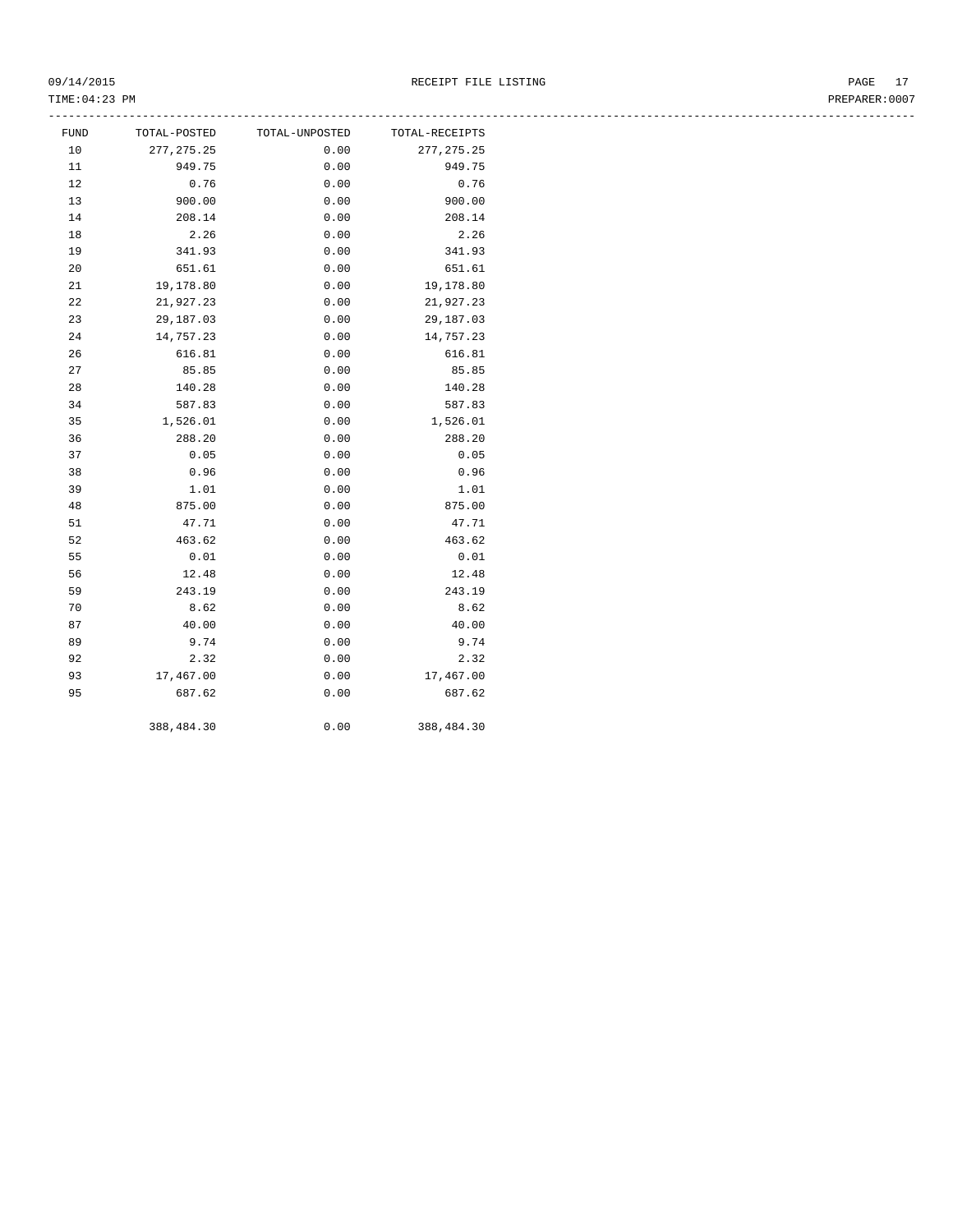09/14/2015 RECEIPT FILE LISTING
TIME:04:23 PM PREPARER:0007

| FUND | TOTAL-POSTED | TOTAL-UNPOSTED | TOTAL-RECEIPTS |
| --- | --- | --- | --- |
| 10 | 277,275.25 | 0.00 | 277,275.25 |
| 11 | 949.75 | 0.00 | 949.75 |
| 12 | 0.76 | 0.00 | 0.76 |
| 13 | 900.00 | 0.00 | 900.00 |
| 14 | 208.14 | 0.00 | 208.14 |
| 18 | 2.26 | 0.00 | 2.26 |
| 19 | 341.93 | 0.00 | 341.93 |
| 20 | 651.61 | 0.00 | 651.61 |
| 21 | 19,178.80 | 0.00 | 19,178.80 |
| 22 | 21,927.23 | 0.00 | 21,927.23 |
| 23 | 29,187.03 | 0.00 | 29,187.03 |
| 24 | 14,757.23 | 0.00 | 14,757.23 |
| 26 | 616.81 | 0.00 | 616.81 |
| 27 | 85.85 | 0.00 | 85.85 |
| 28 | 140.28 | 0.00 | 140.28 |
| 34 | 587.83 | 0.00 | 587.83 |
| 35 | 1,526.01 | 0.00 | 1,526.01 |
| 36 | 288.20 | 0.00 | 288.20 |
| 37 | 0.05 | 0.00 | 0.05 |
| 38 | 0.96 | 0.00 | 0.96 |
| 39 | 1.01 | 0.00 | 1.01 |
| 48 | 875.00 | 0.00 | 875.00 |
| 51 | 47.71 | 0.00 | 47.71 |
| 52 | 463.62 | 0.00 | 463.62 |
| 55 | 0.01 | 0.00 | 0.01 |
| 56 | 12.48 | 0.00 | 12.48 |
| 59 | 243.19 | 0.00 | 243.19 |
| 70 | 8.62 | 0.00 | 8.62 |
| 87 | 40.00 | 0.00 | 40.00 |
| 89 | 9.74 | 0.00 | 9.74 |
| 92 | 2.32 | 0.00 | 2.32 |
| 93 | 17,467.00 | 0.00 | 17,467.00 |
| 95 | 687.62 | 0.00 | 687.62 |
| | 388,484.30 | 0.00 | 388,484.30 |